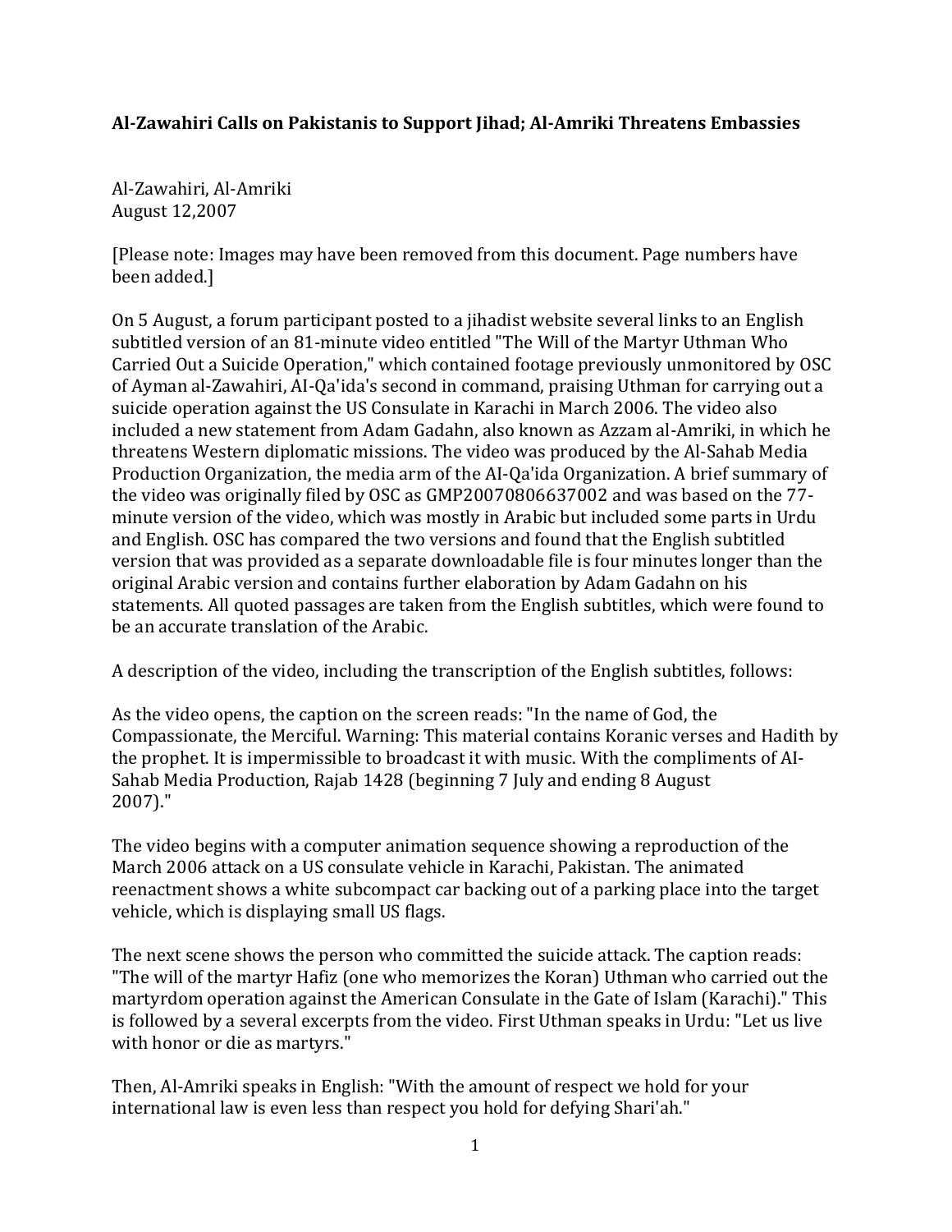**Al-Zawahiri Calls on Pakistanis to Support Jihad; Al-Amriki Threatens Embassies**

Al-Zawahiri, Al-Amriki
August 12,2007

[Please note: Images may have been removed from this document. Page numbers have been added.]

On 5 August, a forum participant posted to a jihadist website several links to an English subtitled version of an 81-minute video entitled "The Will of the Martyr Uthman Who Carried Out a Suicide Operation," which contained footage previously unmonitored by OSC of Ayman al-Zawahiri, AI-Qa'ida's second in command, praising Uthman for carrying out a suicide operation against the US Consulate in Karachi in March 2006. The video also included a new statement from Adam Gadahn, also known as Azzam al-Amriki, in which he threatens Western diplomatic missions. The video was produced by the Al-Sahab Media Production Organization, the media arm of the AI-Qa'ida Organization. A brief summary of the video was originally filed by OSC as GMP20070806637002 and was based on the 77-minute version of the video, which was mostly in Arabic but included some parts in Urdu and English. OSC has compared the two versions and found that the English subtitled version that was provided as a separate downloadable file is four minutes longer than the original Arabic version and contains further elaboration by Adam Gadahn on his statements. All quoted passages are taken from the English subtitles, which were found to be an accurate translation of the Arabic.

A description of the video, including the transcription of the English subtitles, follows:

As the video opens, the caption on the screen reads: "In the name of God, the Compassionate, the Merciful. Warning: This material contains Koranic verses and Hadith by the prophet. It is impermissible to broadcast it with music. With the compliments of AI-Sahab Media Production, Rajab 1428 (beginning 7 July and ending 8 August 2007)."

The video begins with a computer animation sequence showing a reproduction of the March 2006 attack on a US consulate vehicle in Karachi, Pakistan. The animated reenactment shows a white subcompact car backing out of a parking place into the target vehicle, which is displaying small US flags.

The next scene shows the person who committed the suicide attack. The caption reads: "The will of the martyr Hafiz (one who memorizes the Koran) Uthman who carried out the martyrdom operation against the American Consulate in the Gate of Islam (Karachi)." This is followed by a several excerpts from the video. First Uthman speaks in Urdu: "Let us live with honor or die as martyrs."

Then, Al-Amriki speaks in English: "With the amount of respect we hold for your international law is even less than respect you hold for defying Shari'ah."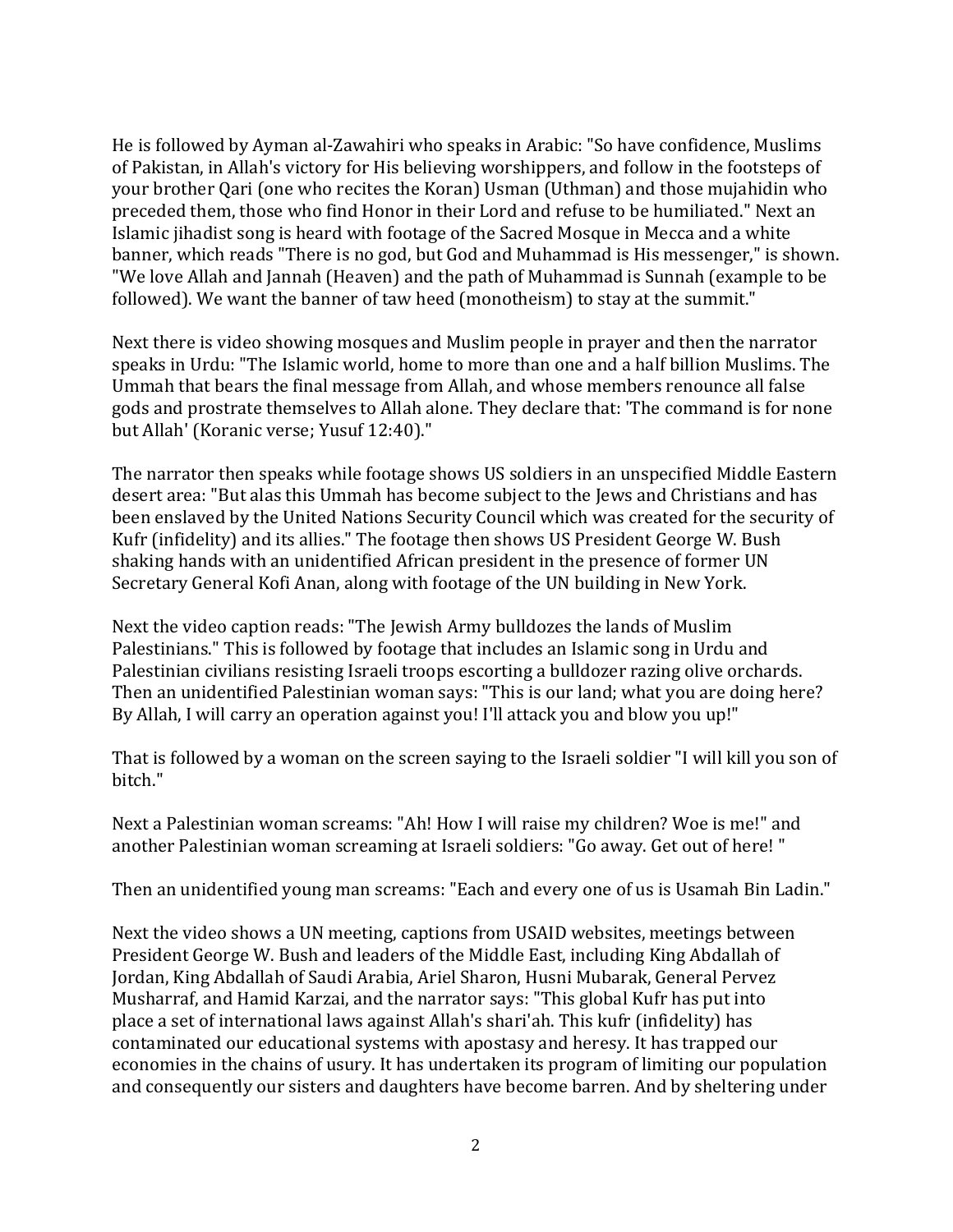He is followed by Ayman al-Zawahiri who speaks in Arabic: "So have confidence, Muslims of Pakistan, in Allah's victory for His believing worshippers, and follow in the footsteps of your brother Qari (one who recites the Koran) Usman (Uthman) and those mujahidin who preceded them, those who find Honor in their Lord and refuse to be humiliated." Next an Islamic jihadist song is heard with footage of the Sacred Mosque in Mecca and a white banner, which reads "There is no god, but God and Muhammad is His messenger," is shown. "We love Allah and Jannah (Heaven) and the path of Muhammad is Sunnah (example to be followed). We want the banner of taw heed (monotheism) to stay at the summit."

Next there is video showing mosques and Muslim people in prayer and then the narrator speaks in Urdu: "The Islamic world, home to more than one and a half billion Muslims. The Ummah that bears the final message from Allah, and whose members renounce all false gods and prostrate themselves to Allah alone. They declare that: 'The command is for none but Allah' (Koranic verse; Yusuf 12:40)."

The narrator then speaks while footage shows US soldiers in an unspecified Middle Eastern desert area: "But alas this Ummah has become subject to the Jews and Christians and has been enslaved by the United Nations Security Council which was created for the security of Kufr (infidelity) and its allies." The footage then shows US President George W. Bush shaking hands with an unidentified African president in the presence of former UN Secretary General Kofi Anan, along with footage of the UN building in New York.

Next the video caption reads: "The Jewish Army bulldozes the lands of Muslim Palestinians." This is followed by footage that includes an Islamic song in Urdu and Palestinian civilians resisting Israeli troops escorting a bulldozer razing olive orchards. Then an unidentified Palestinian woman says: "This is our land; what you are doing here? By Allah, I will carry an operation against you! I'll attack you and blow you up!"

That is followed by a woman on the screen saying to the Israeli soldier "I will kill you son of bitch."

Next a Palestinian woman screams: "Ah! How I will raise my children? Woe is me!" and another Palestinian woman screaming at Israeli soldiers: "Go away. Get out of here! "

Then an unidentified young man screams: "Each and every one of us is Usamah Bin Ladin."

Next the video shows a UN meeting, captions from USAID websites, meetings between President George W. Bush and leaders of the Middle East, including King Abdallah of Jordan, King Abdallah of Saudi Arabia, Ariel Sharon, Husni Mubarak, General Pervez Musharraf, and Hamid Karzai, and the narrator says: "This global Kufr has put into place a set of international laws against Allah's shari'ah. This kufr (infidelity) has contaminated our educational systems with apostasy and heresy. It has trapped our economies in the chains of usury. It has undertaken its program of limiting our population and consequently our sisters and daughters have become barren. And by sheltering under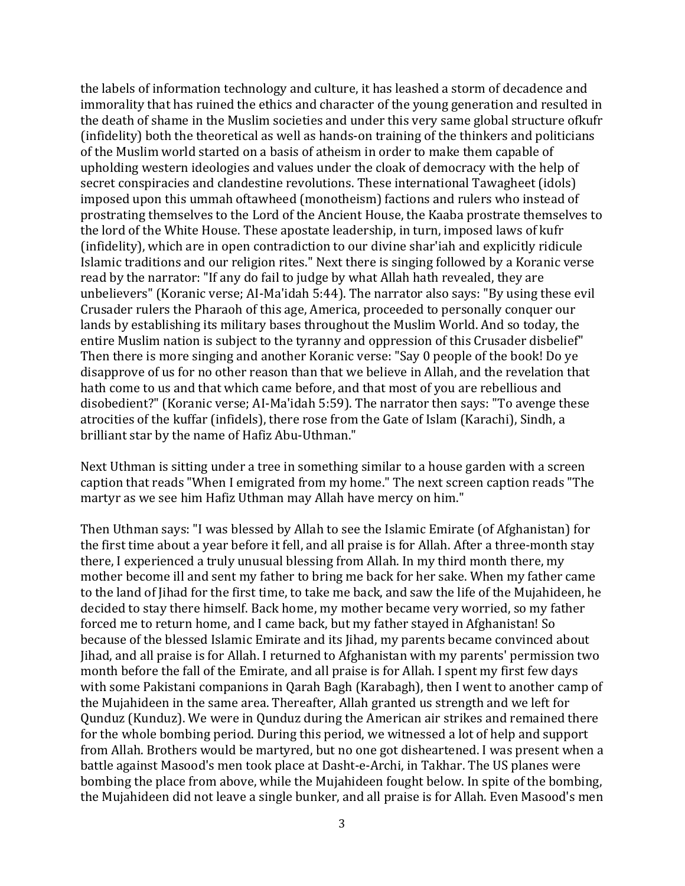the labels of information technology and culture, it has leashed a storm of decadence and immorality that has ruined the ethics and character of the young generation and resulted in the death of shame in the Muslim societies and under this very same global structure ofkufr (infidelity) both the theoretical as well as hands-on training of the thinkers and politicians of the Muslim world started on a basis of atheism in order to make them capable of upholding western ideologies and values under the cloak of democracy with the help of secret conspiracies and clandestine revolutions. These international Tawagheet (idols) imposed upon this ummah oftawheed (monotheism) factions and rulers who instead of prostrating themselves to the Lord of the Ancient House, the Kaaba prostrate themselves to the lord of the White House. These apostate leadership, in turn, imposed laws of kufr (infidelity), which are in open contradiction to our divine shar'iah and explicitly ridicule Islamic traditions and our religion rites." Next there is singing followed by a Koranic verse read by the narrator: "If any do fail to judge by what Allah hath revealed, they are unbelievers" (Koranic verse; Al-Ma'idah 5:44). The narrator also says: "By using these evil Crusader rulers the Pharaoh of this age, America, proceeded to personally conquer our lands by establishing its military bases throughout the Muslim World. And so today, the entire Muslim nation is subject to the tyranny and oppression of this Crusader disbelief" Then there is more singing and another Koranic verse: "Say 0 people of the book! Do ye disapprove of us for no other reason than that we believe in Allah, and the revelation that hath come to us and that which came before, and that most of you are rebellious and disobedient?" (Koranic verse; Al-Ma'idah 5:59). The narrator then says: "To avenge these atrocities of the kuffar (infidels), there rose from the Gate of Islam (Karachi), Sindh, a brilliant star by the name of Hafiz Abu-Uthman."

Next Uthman is sitting under a tree in something similar to a house garden with a screen caption that reads "When I emigrated from my home." The next screen caption reads "The martyr as we see him Hafiz Uthman may Allah have mercy on him."

Then Uthman says: "I was blessed by Allah to see the Islamic Emirate (of Afghanistan) for the first time about a year before it fell, and all praise is for Allah. After a three-month stay there, I experienced a truly unusual blessing from Allah. In my third month there, my mother become ill and sent my father to bring me back for her sake. When my father came to the land of Jihad for the first time, to take me back, and saw the life of the Mujahideen, he decided to stay there himself. Back home, my mother became very worried, so my father forced me to return home, and I came back, but my father stayed in Afghanistan! So because of the blessed Islamic Emirate and its Jihad, my parents became convinced about Jihad, and all praise is for Allah. I returned to Afghanistan with my parents' permission two month before the fall of the Emirate, and all praise is for Allah. I spent my first few days with some Pakistani companions in Qarah Bagh (Karabagh), then I went to another camp of the Mujahideen in the same area. Thereafter, Allah granted us strength and we left for Qunduz (Kunduz). We were in Qunduz during the American air strikes and remained there for the whole bombing period. During this period, we witnessed a lot of help and support from Allah. Brothers would be martyred, but no one got disheartened. I was present when a battle against Masood's men took place at Dasht-e-Archi, in Takhar. The US planes were bombing the place from above, while the Mujahideen fought below. In spite of the bombing, the Mujahideen did not leave a single bunker, and all praise is for Allah. Even Masood's men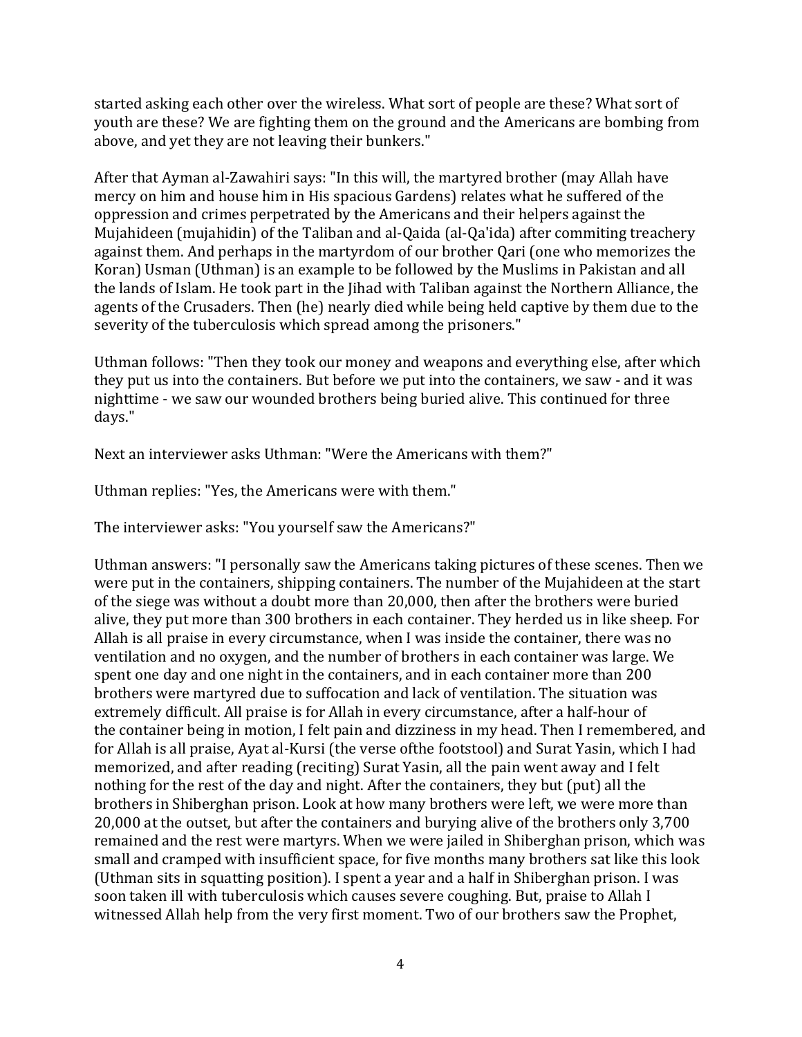started asking each other over the wireless. What sort of people are these? What sort of youth are these? We are fighting them on the ground and the Americans are bombing from above, and yet they are not leaving their bunkers."

After that Ayman al-Zawahiri says: "In this will, the martyred brother (may Allah have mercy on him and house him in His spacious Gardens) relates what he suffered of the oppression and crimes perpetrated by the Americans and their helpers against the Mujahideen (mujahidin) of the Taliban and al-Qaida (al-Qa'ida) after commiting treachery against them. And perhaps in the martyrdom of our brother Qari (one who memorizes the Koran) Usman (Uthman) is an example to be followed by the Muslims in Pakistan and all the lands of Islam. He took part in the Jihad with Taliban against the Northern Alliance, the agents of the Crusaders. Then (he) nearly died while being held captive by them due to the severity of the tuberculosis which spread among the prisoners."

Uthman follows: "Then they took our money and weapons and everything else, after which they put us into the containers. But before we put into the containers, we saw - and it was nighttime - we saw our wounded brothers being buried alive. This continued for three days."

Next an interviewer asks Uthman: "Were the Americans with them?"

Uthman replies: "Yes, the Americans were with them."

The interviewer asks: "You yourself saw the Americans?"

Uthman answers: "I personally saw the Americans taking pictures of these scenes. Then we were put in the containers, shipping containers. The number of the Mujahideen at the start of the siege was without a doubt more than 20,000, then after the brothers were buried alive, they put more than 300 brothers in each container. They herded us in like sheep. For Allah is all praise in every circumstance, when I was inside the container, there was no ventilation and no oxygen, and the number of brothers in each container was large. We spent one day and one night in the containers, and in each container more than 200 brothers were martyred due to suffocation and lack of ventilation. The situation was extremely difficult. All praise is for Allah in every circumstance, after a half-hour of the container being in motion, I felt pain and dizziness in my head. Then I remembered, and for Allah is all praise, Ayat al-Kursi (the verse ofthe footstool) and Surat Yasin, which I had memorized, and after reading (reciting) Surat Yasin, all the pain went away and I felt nothing for the rest of the day and night. After the containers, they but (put) all the brothers in Shiberghan prison. Look at how many brothers were left, we were more than 20,000 at the outset, but after the containers and burying alive of the brothers only 3,700 remained and the rest were martyrs. When we were jailed in Shiberghan prison, which was small and cramped with insufficient space, for five months many brothers sat like this look (Uthman sits in squatting position). I spent a year and a half in Shiberghan prison. I was soon taken ill with tuberculosis which causes severe coughing. But, praise to Allah I witnessed Allah help from the very first moment. Two of our brothers saw the Prophet,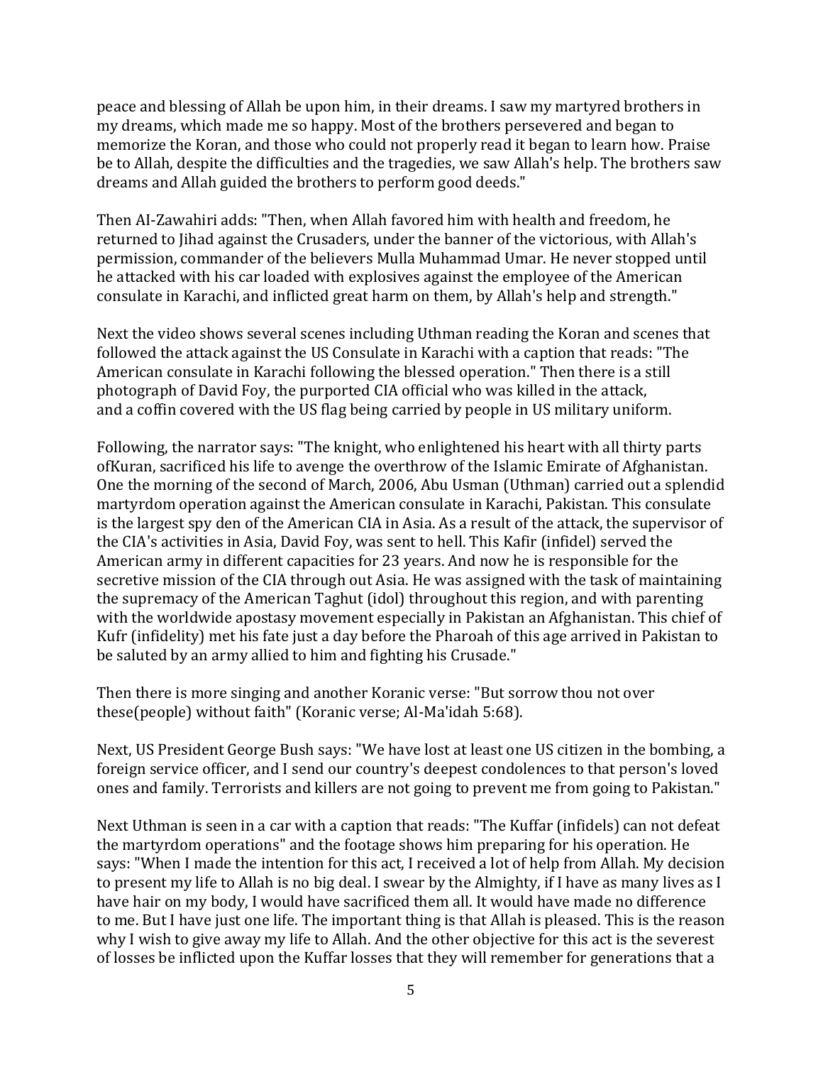peace and blessing of Allah be upon him, in their dreams. I saw my martyred brothers in my dreams, which made me so happy. Most of the brothers persevered and began to memorize the Koran, and those who could not properly read it began to learn how. Praise be to Allah, despite the difficulties and the tragedies, we saw Allah's help. The brothers saw dreams and Allah guided the brothers to perform good deeds."

Then Al-Zawahiri adds: "Then, when Allah favored him with health and freedom, he returned to Jihad against the Crusaders, under the banner of the victorious, with Allah's permission, commander of the believers Mulla Muhammad Umar. He never stopped until he attacked with his car loaded with explosives against the employee of the American consulate in Karachi, and inflicted great harm on them, by Allah's help and strength."

Next the video shows several scenes including Uthman reading the Koran and scenes that followed the attack against the US Consulate in Karachi with a caption that reads: "The American consulate in Karachi following the blessed operation." Then there is a still photograph of David Foy, the purported CIA official who was killed in the attack, and a coffin covered with the US flag being carried by people in US military uniform.

Following, the narrator says: "The knight, who enlightened his heart with all thirty parts ofKuran, sacrificed his life to avenge the overthrow of the Islamic Emirate of Afghanistan. One the morning of the second of March, 2006, Abu Usman (Uthman) carried out a splendid martyrdom operation against the American consulate in Karachi, Pakistan. This consulate is the largest spy den of the American CIA in Asia. As a result of the attack, the supervisor of the CIA's activities in Asia, David Foy, was sent to hell. This Kafir (infidel) served the American army in different capacities for 23 years. And now he is responsible for the secretive mission of the CIA through out Asia. He was assigned with the task of maintaining the supremacy of the American Taghut (idol) throughout this region, and with parenting with the worldwide apostasy movement especially in Pakistan an Afghanistan. This chief of Kufr (infidelity) met his fate just a day before the Pharoah of this age arrived in Pakistan to be saluted by an army allied to him and fighting his Crusade."

Then there is more singing and another Koranic verse: "But sorrow thou not over these(people) without faith" (Koranic verse; Al-Ma'idah 5:68).

Next, US President George Bush says: "We have lost at least one US citizen in the bombing, a foreign service officer, and I send our country's deepest condolences to that person's loved ones and family. Terrorists and killers are not going to prevent me from going to Pakistan."

Next Uthman is seen in a car with a caption that reads: "The Kuffar (infidels) can not defeat the martyrdom operations" and the footage shows him preparing for his operation. He says: "When I made the intention for this act, I received a lot of help from Allah. My decision to present my life to Allah is no big deal. I swear by the Almighty, if I have as many lives as I have hair on my body, I would have sacrificed them all. It would have made no difference to me. But I have just one life. The important thing is that Allah is pleased. This is the reason why I wish to give away my life to Allah. And the other objective for this act is the severest of losses be inflicted upon the Kuffar losses that they will remember for generations that a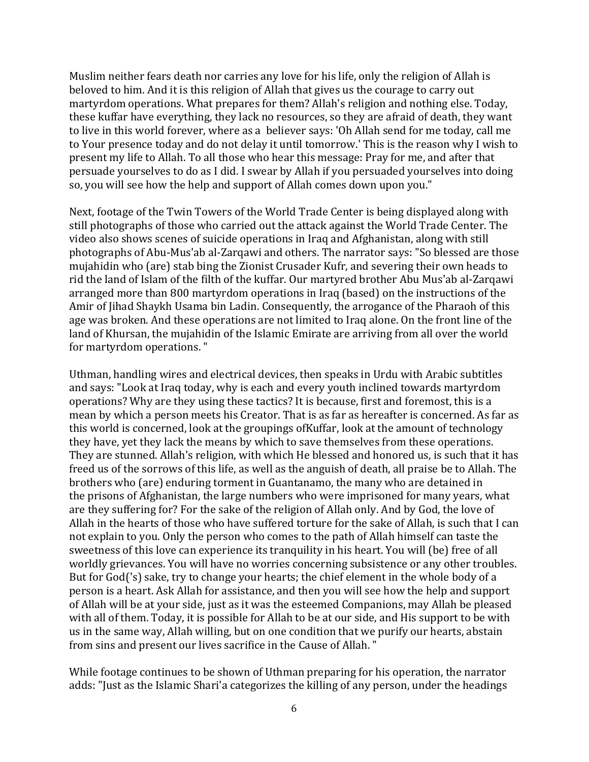Muslim neither fears death nor carries any love for his life, only the religion of Allah is beloved to him. And it is this religion of Allah that gives us the courage to carry out martyrdom operations. What prepares for them? Allah's religion and nothing else. Today, these kuffar have everything, they lack no resources, so they are afraid of death, they want to live in this world forever, where as a believer says: 'Oh Allah send for me today, call me to Your presence today and do not delay it until tomorrow.' This is the reason why I wish to present my life to Allah. To all those who hear this message: Pray for me, and after that persuade yourselves to do as I did. I swear by Allah if you persuaded yourselves into doing so, you will see how the help and support of Allah comes down upon you."

Next, footage of the Twin Towers of the World Trade Center is being displayed along with still photographs of those who carried out the attack against the World Trade Center. The video also shows scenes of suicide operations in Iraq and Afghanistan, along with still photographs of Abu-Mus'ab al-Zarqawi and others. The narrator says: "So blessed are those mujahidin who (are) stab bing the Zionist Crusader Kufr, and severing their own heads to rid the land of Islam of the filth of the kuffar. Our martyred brother Abu Mus'ab al-Zarqawi arranged more than 800 martyrdom operations in Iraq (based) on the instructions of the Amir of Jihad Shaykh Usama bin Ladin. Consequently, the arrogance of the Pharaoh of this age was broken. And these operations are not limited to Iraq alone. On the front line of the land of Khursan, the mujahidin of the Islamic Emirate are arriving from all over the world for martyrdom operations. "

Uthman, handling wires and electrical devices, then speaks in Urdu with Arabic subtitles and says: "Look at Iraq today, why is each and every youth inclined towards martyrdom operations? Why are they using these tactics? It is because, first and foremost, this is a mean by which a person meets his Creator. That is as far as hereafter is concerned. As far as this world is concerned, look at the groupings ofKuffar, look at the amount of technology they have, yet they lack the means by which to save themselves from these operations. They are stunned. Allah's religion, with which He blessed and honored us, is such that it has freed us of the sorrows of this life, as well as the anguish of death, all praise be to Allah. The brothers who (are) enduring torment in Guantanamo, the many who are detained in the prisons of Afghanistan, the large numbers who were imprisoned for many years, what are they suffering for? For the sake of the religion of Allah only. And by God, the love of Allah in the hearts of those who have suffered torture for the sake of Allah, is such that I can not explain to you. Only the person who comes to the path of Allah himself can taste the sweetness of this love can experience its tranquility in his heart. You will (be) free of all worldly grievances. You will have no worries concerning subsistence or any other troubles. But for God('s) sake, try to change your hearts; the chief element in the whole body of a person is a heart. Ask Allah for assistance, and then you will see how the help and support of Allah will be at your side, just as it was the esteemed Companions, may Allah be pleased with all of them. Today, it is possible for Allah to be at our side, and His support to be with us in the same way, Allah willing, but on one condition that we purify our hearts, abstain from sins and present our lives sacrifice in the Cause of Allah. "

While footage continues to be shown of Uthman preparing for his operation, the narrator adds: "Just as the Islamic Shari'a categorizes the killing of any person, under the headings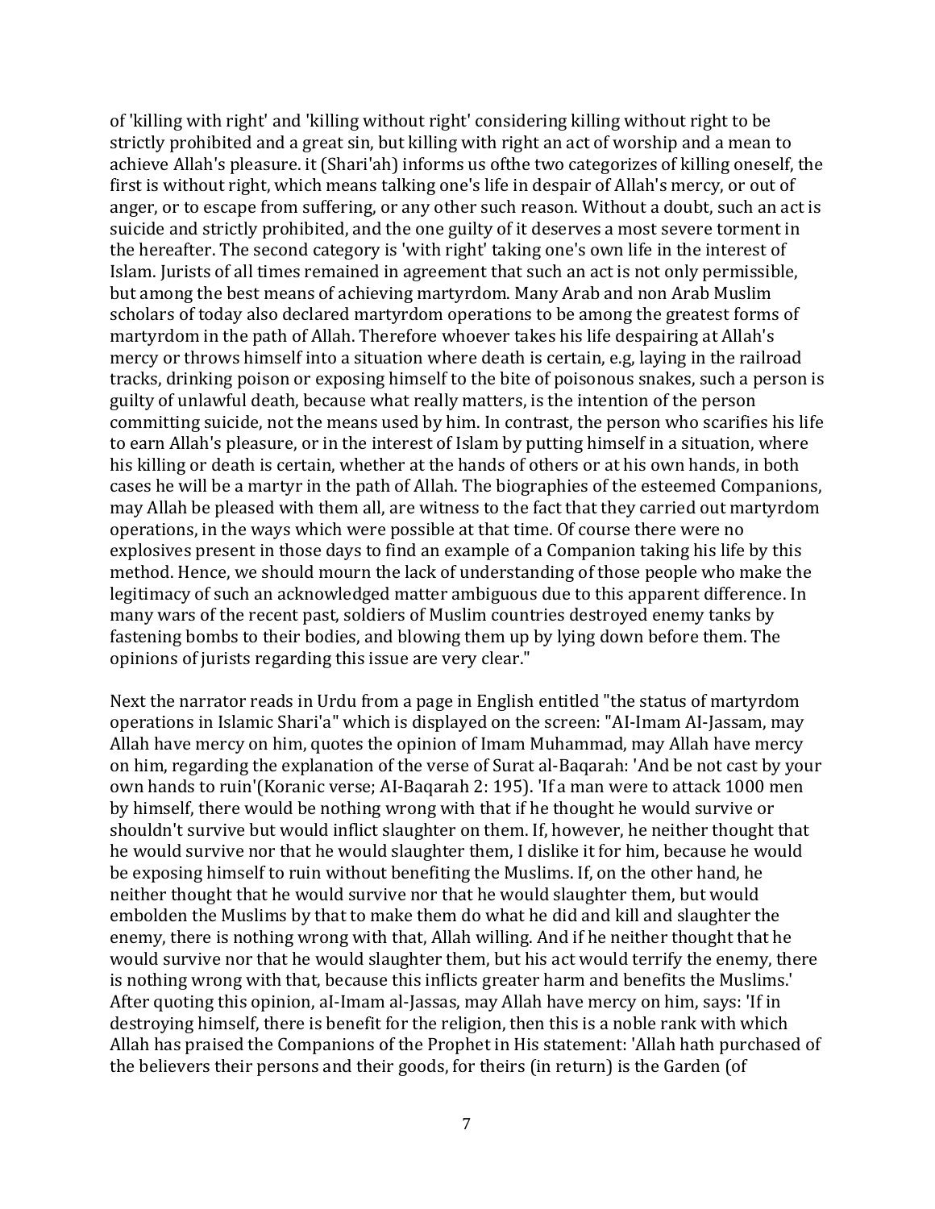of 'killing with right' and 'killing without right' considering killing without right to be strictly prohibited and a great sin, but killing with right an act of worship and a mean to achieve Allah's pleasure. it (Shari'ah) informs us ofthe two categorizes of killing oneself, the first is without right, which means talking one's life in despair of Allah's mercy, or out of anger, or to escape from suffering, or any other such reason. Without a doubt, such an act is suicide and strictly prohibited, and the one guilty of it deserves a most severe torment in the hereafter. The second category is 'with right' taking one's own life in the interest of Islam. Jurists of all times remained in agreement that such an act is not only permissible, but among the best means of achieving martyrdom. Many Arab and non Arab Muslim scholars of today also declared martyrdom operations to be among the greatest forms of martyrdom in the path of Allah. Therefore whoever takes his life despairing at Allah's mercy or throws himself into a situation where death is certain, e.g, laying in the railroad tracks, drinking poison or exposing himself to the bite of poisonous snakes, such a person is guilty of unlawful death, because what really matters, is the intention of the person committing suicide, not the means used by him. In contrast, the person who scarifies his life to earn Allah's pleasure, or in the interest of Islam by putting himself in a situation, where his killing or death is certain, whether at the hands of others or at his own hands, in both cases he will be a martyr in the path of Allah. The biographies of the esteemed Companions, may Allah be pleased with them all, are witness to the fact that they carried out martyrdom operations, in the ways which were possible at that time. Of course there were no explosives present in those days to find an example of a Companion taking his life by this method. Hence, we should mourn the lack of understanding of those people who make the legitimacy of such an acknowledged matter ambiguous due to this apparent difference. In many wars of the recent past, soldiers of Muslim countries destroyed enemy tanks by fastening bombs to their bodies, and blowing them up by lying down before them. The opinions of jurists regarding this issue are very clear."

Next the narrator reads in Urdu from a page in English entitled "the status of martyrdom operations in Islamic Shari'a" which is displayed on the screen: "AI-Imam AI-Jassam, may Allah have mercy on him, quotes the opinion of Imam Muhammad, may Allah have mercy on him, regarding the explanation of the verse of Surat al-Baqarah: 'And be not cast by your own hands to ruin'(Koranic verse; AI-Baqarah 2: 195). 'If a man were to attack 1000 men by himself, there would be nothing wrong with that if he thought he would survive or shouldn't survive but would inflict slaughter on them. If, however, he neither thought that he would survive nor that he would slaughter them, I dislike it for him, because he would be exposing himself to ruin without benefiting the Muslims. If, on the other hand, he neither thought that he would survive nor that he would slaughter them, but would embolden the Muslims by that to make them do what he did and kill and slaughter the enemy, there is nothing wrong with that, Allah willing. And if he neither thought that he would survive nor that he would slaughter them, but his act would terrify the enemy, there is nothing wrong with that, because this inflicts greater harm and benefits the Muslims.' After quoting this opinion, aI-Imam al-Jassas, may Allah have mercy on him, says: 'If in destroying himself, there is benefit for the religion, then this is a noble rank with which Allah has praised the Companions of the Prophet in His statement: 'Allah hath purchased of the believers their persons and their goods, for theirs (in return) is the Garden (of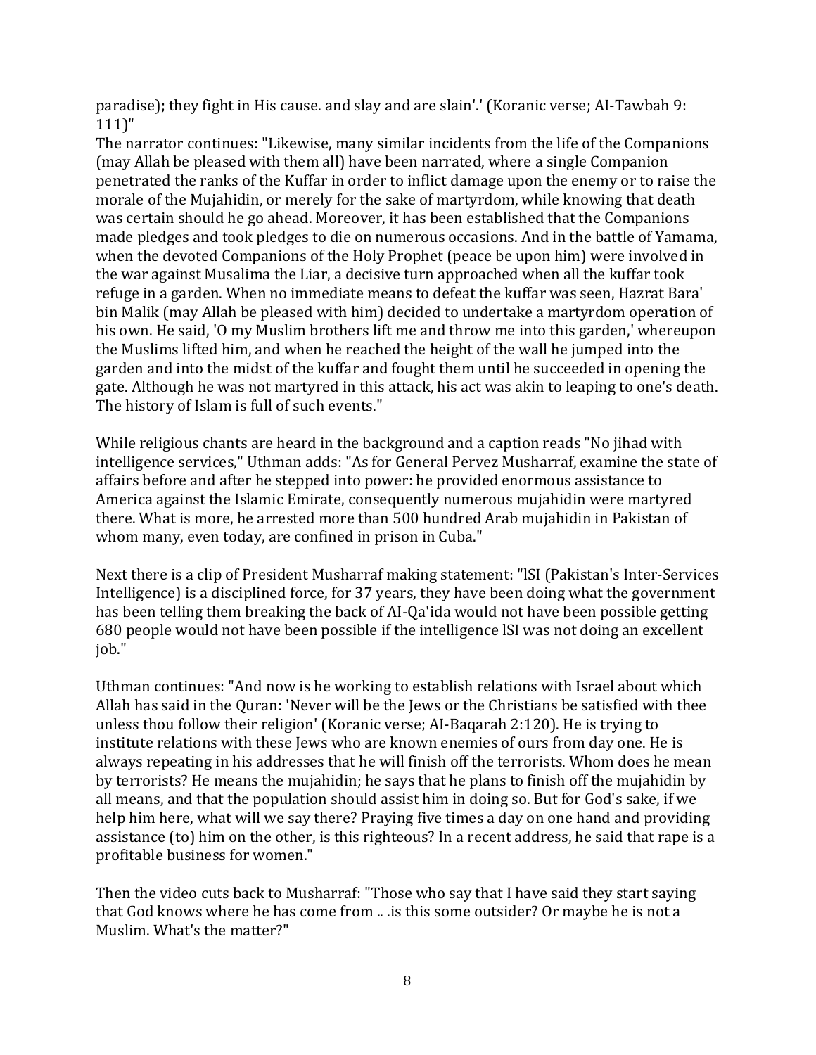paradise); they fight in His cause. and slay and are slain'.' (Koranic verse; AI-Tawbah 9: 111)"

The narrator continues: "Likewise, many similar incidents from the life of the Companions (may Allah be pleased with them all) have been narrated, where a single Companion penetrated the ranks of the Kuffar in order to inflict damage upon the enemy or to raise the morale of the Mujahidin, or merely for the sake of martyrdom, while knowing that death was certain should he go ahead. Moreover, it has been established that the Companions made pledges and took pledges to die on numerous occasions. And in the battle of Yamama, when the devoted Companions of the Holy Prophet (peace be upon him) were involved in the war against Musalima the Liar, a decisive turn approached when all the kuffar took refuge in a garden. When no immediate means to defeat the kuffar was seen, Hazrat Bara' bin Malik (may Allah be pleased with him) decided to undertake a martyrdom operation of his own. He said, 'O my Muslim brothers lift me and throw me into this garden,' whereupon the Muslims lifted him, and when he reached the height of the wall he jumped into the garden and into the midst of the kuffar and fought them until he succeeded in opening the gate. Although he was not martyred in this attack, his act was akin to leaping to one's death. The history of Islam is full of such events."

While religious chants are heard in the background and a caption reads "No jihad with intelligence services," Uthman adds: "As for General Pervez Musharraf, examine the state of affairs before and after he stepped into power: he provided enormous assistance to America against the Islamic Emirate, consequently numerous mujahidin were martyred there. What is more, he arrested more than 500 hundred Arab mujahidin in Pakistan of whom many, even today, are confined in prison in Cuba."

Next there is a clip of President Musharraf making statement: "lSI (Pakistan's Inter-Services Intelligence) is a disciplined force, for 37 years, they have been doing what the government has been telling them breaking the back of AI-Qa'ida would not have been possible getting 680 people would not have been possible if the intelligence lSI was not doing an excellent job."

Uthman continues: "And now is he working to establish relations with Israel about which Allah has said in the Quran: 'Never will be the Jews or the Christians be satisfied with thee unless thou follow their religion' (Koranic verse; AI-Baqarah 2:120). He is trying to institute relations with these Jews who are known enemies of ours from day one. He is always repeating in his addresses that he will finish off the terrorists. Whom does he mean by terrorists? He means the mujahidin; he says that he plans to finish off the mujahidin by all means, and that the population should assist him in doing so. But for God's sake, if we help him here, what will we say there? Praying five times a day on one hand and providing assistance (to) him on the other, is this righteous? In a recent address, he said that rape is a profitable business for women."

Then the video cuts back to Musharraf: "Those who say that I have said they start saying that God knows where he has come from .. .is this some outsider? Or maybe he is not a Muslim. What's the matter?"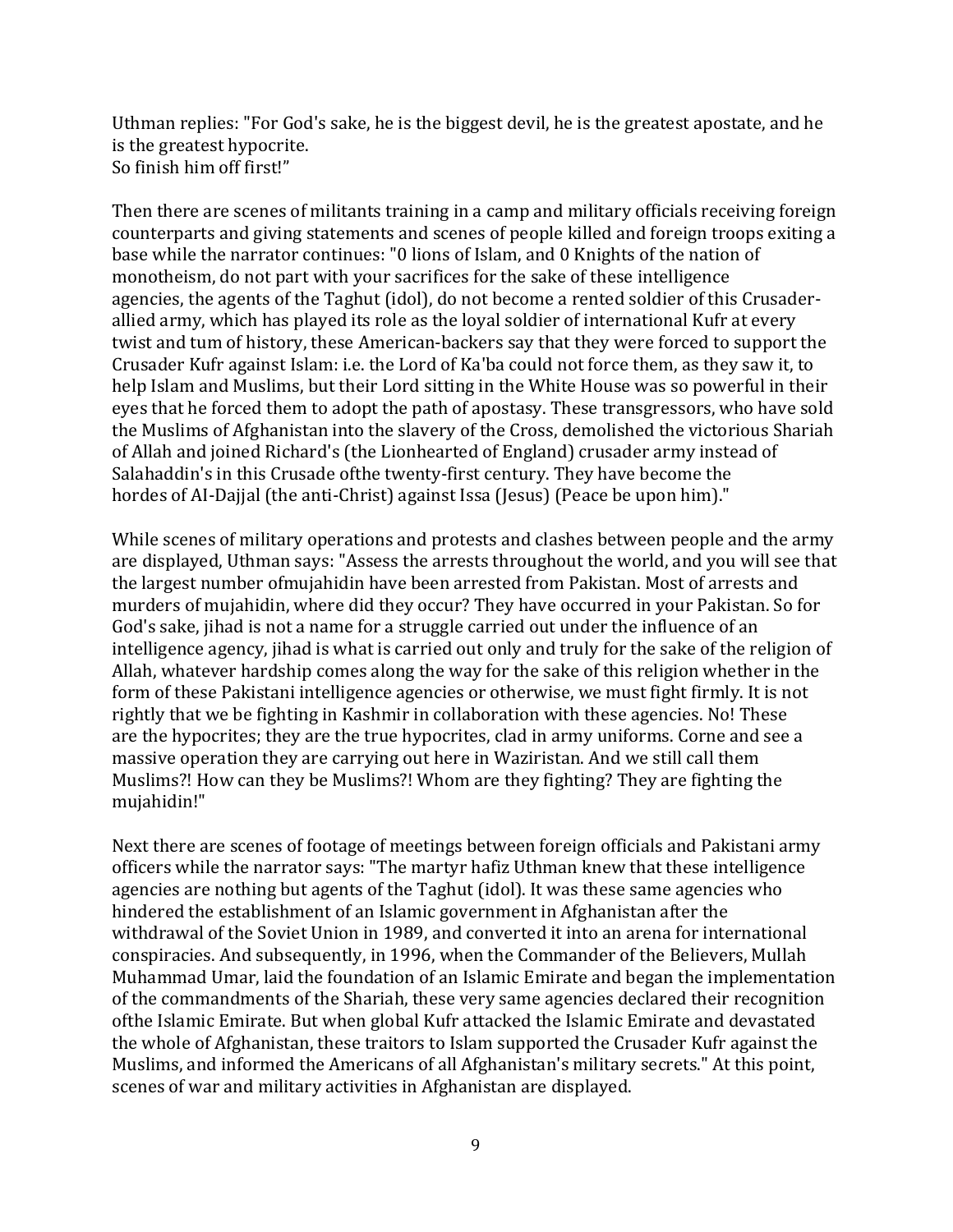Uthman replies: "For God's sake, he is the biggest devil, he is the greatest apostate, and he is the greatest hypocrite.
So finish him off first!"

Then there are scenes of militants training in a camp and military officials receiving foreign counterparts and giving statements and scenes of people killed and foreign troops exiting a base while the narrator continues: "0 lions of Islam, and 0 Knights of the nation of monotheism, do not part with your sacrifices for the sake of these intelligence agencies, the agents of the Taghut (idol), do not become a rented soldier of this Crusader-allied army, which has played its role as the loyal soldier of international Kufr at every twist and tum of history, these American-backers say that they were forced to support the Crusader Kufr against Islam: i.e. the Lord of Ka'ba could not force them, as they saw it, to help Islam and Muslims, but their Lord sitting in the White House was so powerful in their eyes that he forced them to adopt the path of apostasy. These transgressors, who have sold the Muslims of Afghanistan into the slavery of the Cross, demolished the victorious Shariah of Allah and joined Richard's (the Lionhearted of England) crusader army instead of Salahaddin's in this Crusade ofthe twenty-first century. They have become the hordes of AI-Dajjal (the anti-Christ) against Issa (Jesus) (Peace be upon him)."

While scenes of military operations and protests and clashes between people and the army are displayed, Uthman says: "Assess the arrests throughout the world, and you will see that the largest number ofmujahidin have been arrested from Pakistan. Most of arrests and murders of mujahidin, where did they occur? They have occurred in your Pakistan. So for God's sake, jihad is not a name for a struggle carried out under the influence of an intelligence agency, jihad is what is carried out only and truly for the sake of the religion of Allah, whatever hardship comes along the way for the sake of this religion whether in the form of these Pakistani intelligence agencies or otherwise, we must fight firmly. It is not rightly that we be fighting in Kashmir in collaboration with these agencies. No! These are the hypocrites; they are the true hypocrites, clad in army uniforms. Corne and see a massive operation they are carrying out here in Waziristan. And we still call them Muslims?! How can they be Muslims?! Whom are they fighting? They are fighting the mujahidin!"

Next there are scenes of footage of meetings between foreign officials and Pakistani army officers while the narrator says: "The martyr hafiz Uthman knew that these intelligence agencies are nothing but agents of the Taghut (idol). It was these same agencies who hindered the establishment of an Islamic government in Afghanistan after the withdrawal of the Soviet Union in 1989, and converted it into an arena for international conspiracies. And subsequently, in 1996, when the Commander of the Believers, Mullah Muhammad Umar, laid the foundation of an Islamic Emirate and began the implementation of the commandments of the Shariah, these very same agencies declared their recognition ofthe Islamic Emirate. But when global Kufr attacked the Islamic Emirate and devastated the whole of Afghanistan, these traitors to Islam supported the Crusader Kufr against the Muslims, and informed the Americans of all Afghanistan's military secrets." At this point, scenes of war and military activities in Afghanistan are displayed.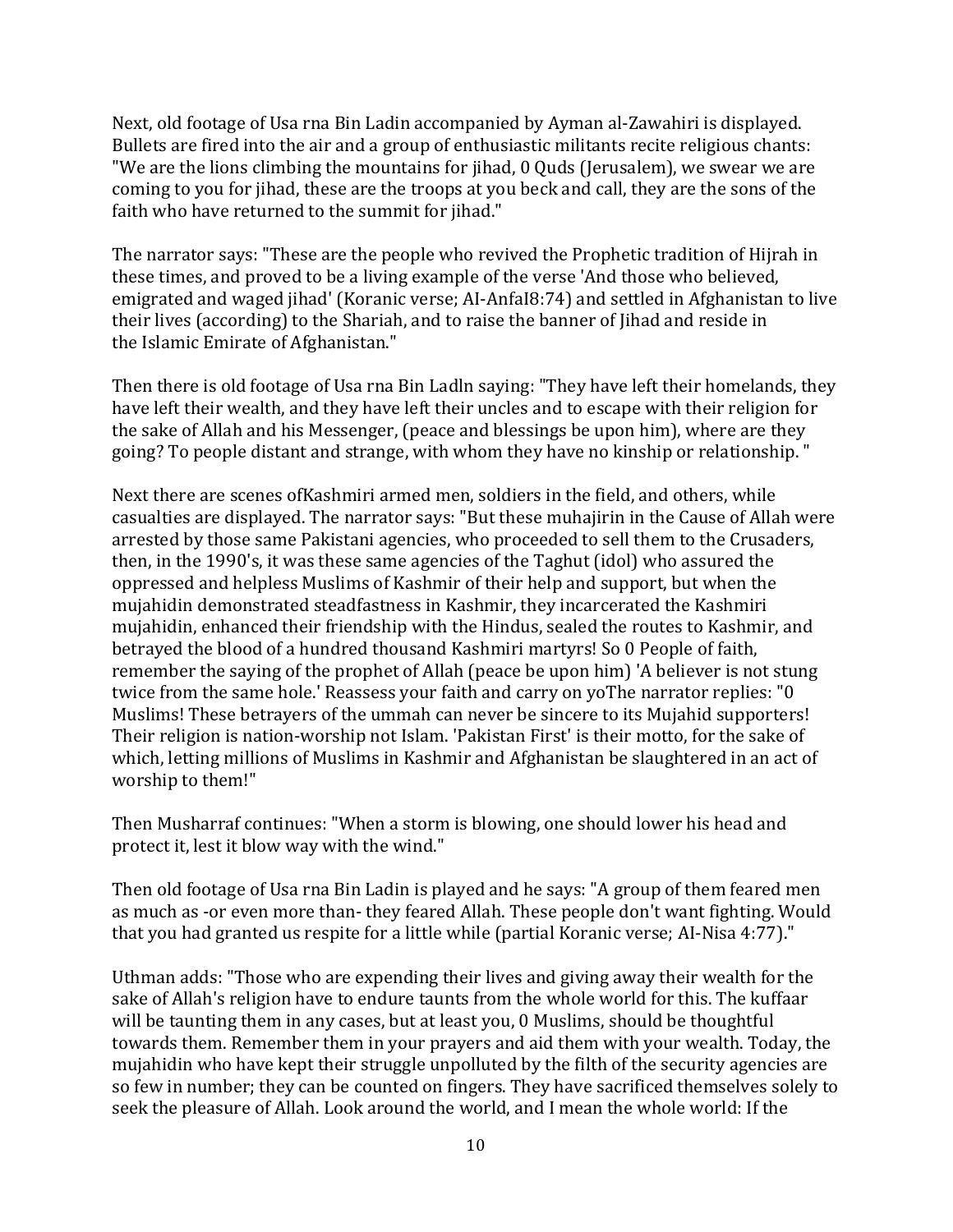Next, old footage of Usa rna Bin Ladin accompanied by Ayman al-Zawahiri is displayed. Bullets are fired into the air and a group of enthusiastic militants recite religious chants: "We are the lions climbing the mountains for jihad, 0 Quds (Jerusalem), we swear we are coming to you for jihad, these are the troops at you beck and call, they are the sons of the faith who have returned to the summit for jihad."

The narrator says: "These are the people who revived the Prophetic tradition of Hijrah in these times, and proved to be a living example of the verse 'And those who believed, emigrated and waged jihad' (Koranic verse; AI-AnfaI8:74) and settled in Afghanistan to live their lives (according) to the Shariah, and to raise the banner of Jihad and reside in the Islamic Emirate of Afghanistan."

Then there is old footage of Usa rna Bin Ladln saying: "They have left their homelands, they have left their wealth, and they have left their uncles and to escape with their religion for the sake of Allah and his Messenger, (peace and blessings be upon him), where are they going? To people distant and strange, with whom they have no kinship or relationship. "

Next there are scenes ofKashmiri armed men, soldiers in the field, and others, while casualties are displayed. The narrator says: "But these muhajirin in the Cause of Allah were arrested by those same Pakistani agencies, who proceeded to sell them to the Crusaders, then, in the 1990's, it was these same agencies of the Taghut (idol) who assured the oppressed and helpless Muslims of Kashmir of their help and support, but when the mujahidin demonstrated steadfastness in Kashmir, they incarcerated the Kashmiri mujahidin, enhanced their friendship with the Hindus, sealed the routes to Kashmir, and betrayed the blood of a hundred thousand Kashmiri martyrs! So 0 People of faith, remember the saying of the prophet of Allah (peace be upon him) 'A believer is not stung twice from the same hole.' Reassess your faith and carry on yoThe narrator replies: "0 Muslims! These betrayers of the ummah can never be sincere to its Mujahid supporters! Their religion is nation-worship not Islam. 'Pakistan First' is their motto, for the sake of which, letting millions of Muslims in Kashmir and Afghanistan be slaughtered in an act of worship to them!"

Then Musharraf continues: "When a storm is blowing, one should lower his head and protect it, lest it blow way with the wind."

Then old footage of Usa rna Bin Ladin is played and he says: "A group of them feared men as much as -or even more than- they feared Allah. These people don't want fighting. Would that you had granted us respite for a little while (partial Koranic verse; AI-Nisa 4:77)."

Uthman adds: "Those who are expending their lives and giving away their wealth for the sake of Allah's religion have to endure taunts from the whole world for this. The kuffaar will be taunting them in any cases, but at least you, 0 Muslims, should be thoughtful towards them. Remember them in your prayers and aid them with your wealth. Today, the mujahidin who have kept their struggle unpolluted by the filth of the security agencies are so few in number; they can be counted on fingers. They have sacrificed themselves solely to seek the pleasure of Allah. Look around the world, and I mean the whole world: If the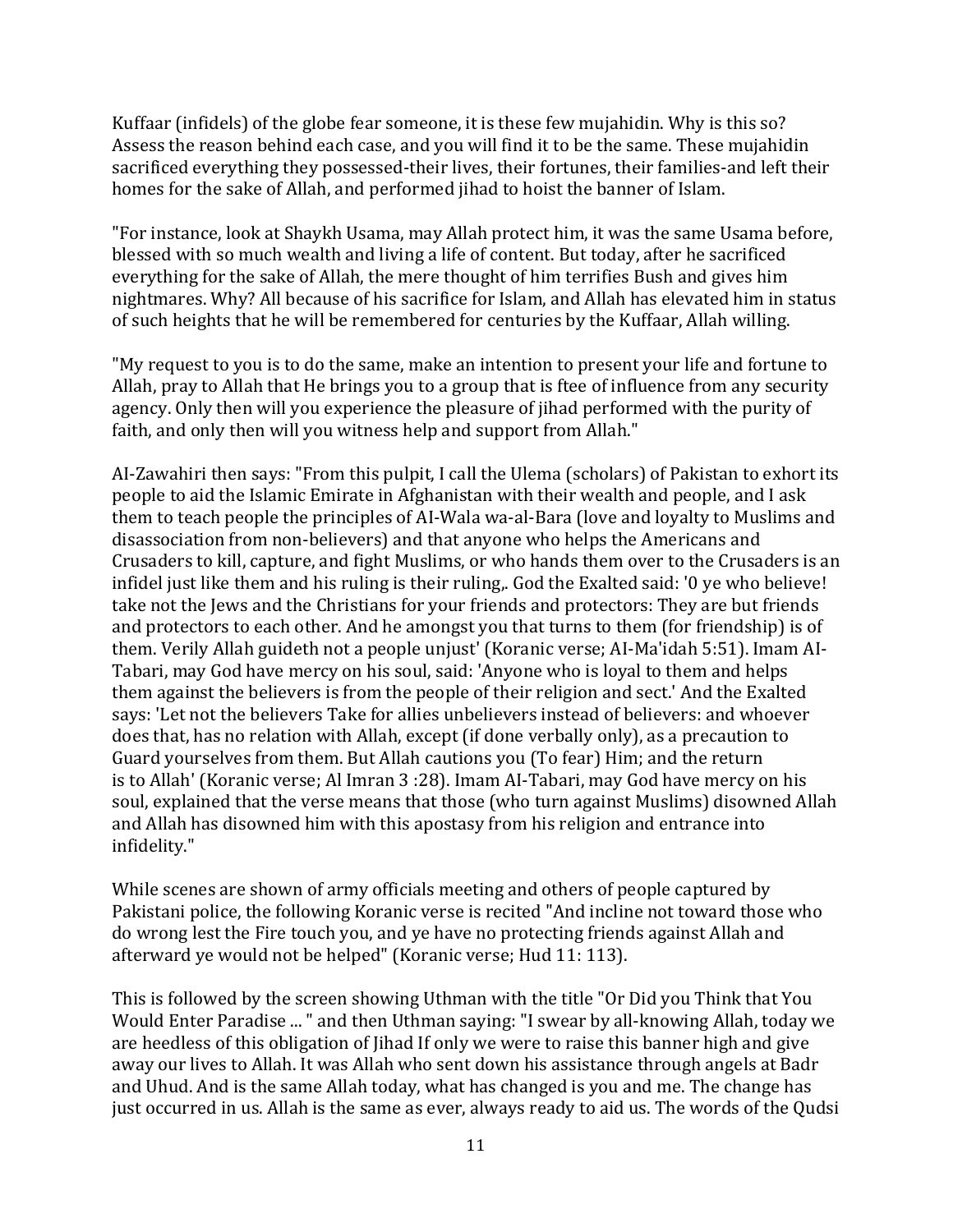Kuffaar (infidels) of the globe fear someone, it is these few mujahidin. Why is this so? Assess the reason behind each case, and you will find it to be the same. These mujahidin sacrificed everything they possessed-their lives, their fortunes, their families-and left their homes for the sake of Allah, and performed jihad to hoist the banner of Islam.

"For instance, look at Shaykh Usama, may Allah protect him, it was the same Usama before, blessed with so much wealth and living a life of content. But today, after he sacrificed everything for the sake of Allah, the mere thought of him terrifies Bush and gives him nightmares. Why? All because of his sacrifice for Islam, and Allah has elevated him in status of such heights that he will be remembered for centuries by the Kuffaar, Allah willing.

"My request to you is to do the same, make an intention to present your life and fortune to Allah, pray to Allah that He brings you to a group that is ftee of influence from any security agency. Only then will you experience the pleasure of jihad performed with the purity of faith, and only then will you witness help and support from Allah."

AI-Zawahiri then says: "From this pulpit, I call the Ulema (scholars) of Pakistan to exhort its people to aid the Islamic Emirate in Afghanistan with their wealth and people, and I ask them to teach people the principles of AI-Wala wa-al-Bara (love and loyalty to Muslims and disassociation from non-believers) and that anyone who helps the Americans and Crusaders to kill, capture, and fight Muslims, or who hands them over to the Crusaders is an infidel just like them and his ruling is their ruling,. God the Exalted said: '0 ye who believe! take not the Jews and the Christians for your friends and protectors: They are but friends and protectors to each other. And he amongst you that turns to them (for friendship) is of them. Verily Allah guideth not a people unjust' (Koranic verse; AI-Ma'idah 5:51). Imam AI-Tabari, may God have mercy on his soul, said: 'Anyone who is loyal to them and helps them against the believers is from the people of their religion and sect.' And the Exalted says: 'Let not the believers Take for allies unbelievers instead of believers: and whoever does that, has no relation with Allah, except (if done verbally only), as a precaution to Guard yourselves from them. But Allah cautions you (To fear) Him; and the return is to Allah' (Koranic verse; Al Imran 3 :28). Imam AI-Tabari, may God have mercy on his soul, explained that the verse means that those (who turn against Muslims) disowned Allah and Allah has disowned him with this apostasy from his religion and entrance into infidelity."

While scenes are shown of army officials meeting and others of people captured by Pakistani police, the following Koranic verse is recited "And incline not toward those who do wrong lest the Fire touch you, and ye have no protecting friends against Allah and afterward ye would not be helped" (Koranic verse; Hud 11: 113).

This is followed by the screen showing Uthman with the title "Or Did you Think that You Would Enter Paradise ... " and then Uthman saying: "I swear by all-knowing Allah, today we are heedless of this obligation of Jihad If only we were to raise this banner high and give away our lives to Allah. It was Allah who sent down his assistance through angels at Badr and Uhud. And is the same Allah today, what has changed is you and me. The change has just occurred in us. Allah is the same as ever, always ready to aid us. The words of the Qudsi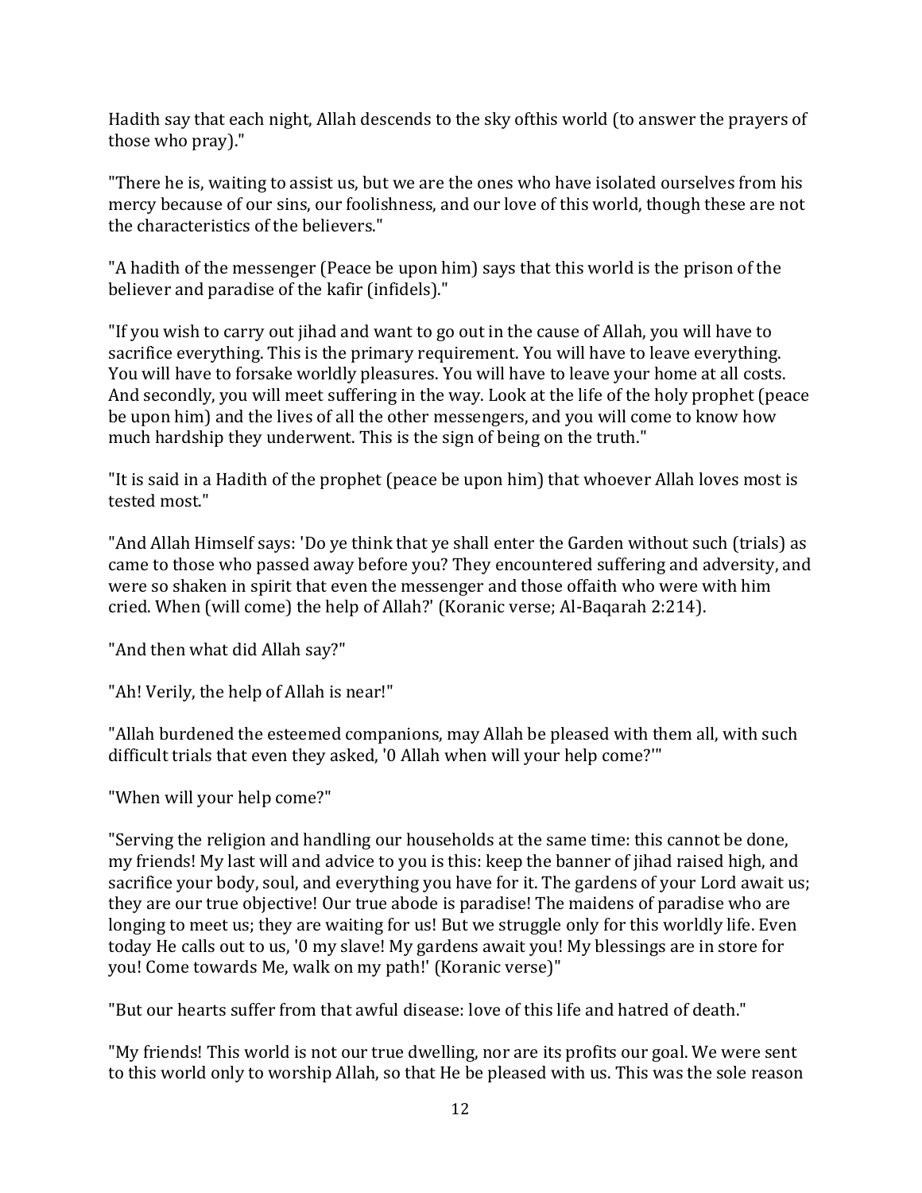Hadith say that each night, Allah descends to the sky ofthis world (to answer the prayers of those who pray)."

"There he is, waiting to assist us, but we are the ones who have isolated ourselves from his mercy because of our sins, our foolishness, and our love of this world, though these are not the characteristics of the believers."

"A hadith of the messenger (Peace be upon him) says that this world is the prison of the believer and paradise of the kafir (infidels)."

"If you wish to carry out jihad and want to go out in the cause of Allah, you will have to sacrifice everything. This is the primary requirement. You will have to leave everything. You will have to forsake worldly pleasures. You will have to leave your home at all costs. And secondly, you will meet suffering in the way. Look at the life of the holy prophet (peace be upon him) and the lives of all the other messengers, and you will come to know how much hardship they underwent. This is the sign of being on the truth."

"It is said in a Hadith of the prophet (peace be upon him) that whoever Allah loves most is tested most."

"And Allah Himself says: 'Do ye think that ye shall enter the Garden without such (trials) as came to those who passed away before you? They encountered suffering and adversity, and were so shaken in spirit that even the messenger and those offaith who were with him cried. When (will come) the help of Allah?' (Koranic verse; Al-Baqarah 2:214).

"And then what did Allah say?"

"Ah! Verily, the help of Allah is near!"

"Allah burdened the esteemed companions, may Allah be pleased with them all, with such difficult trials that even they asked, '0 Allah when will your help come?'"

"When will your help come?"

"Serving the religion and handling our households at the same time: this cannot be done, my friends! My last will and advice to you is this: keep the banner of jihad raised high, and sacrifice your body, soul, and everything you have for it. The gardens of your Lord await us; they are our true objective! Our true abode is paradise! The maidens of paradise who are longing to meet us; they are waiting for us! But we struggle only for this worldly life. Even today He calls out to us, '0 my slave! My gardens await you! My blessings are in store for you! Come towards Me, walk on my path!' (Koranic verse)"

"But our hearts suffer from that awful disease: love of this life and hatred of death."

"My friends! This world is not our true dwelling, nor are its profits our goal. We were sent to this world only to worship Allah, so that He be pleased with us. This was the sole reason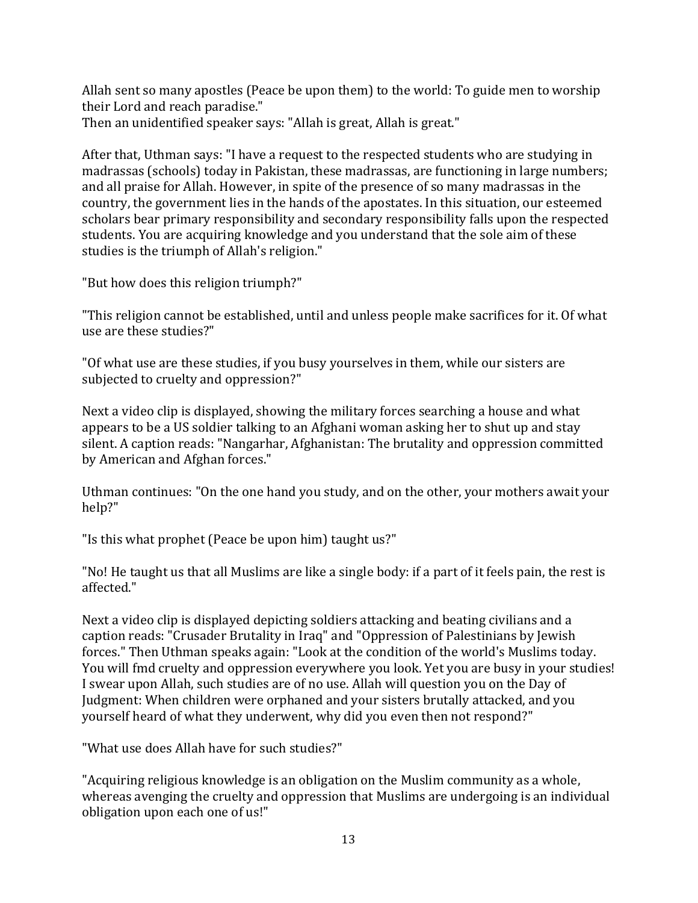Allah sent so many apostles (Peace be upon them) to the world: To guide men to worship their Lord and reach paradise."

Then an unidentified speaker says: "Allah is great, Allah is great."

After that, Uthman says: "I have a request to the respected students who are studying in madrassas (schools) today in Pakistan, these madrassas, are functioning in large numbers; and all praise for Allah. However, in spite of the presence of so many madrassas in the country, the government lies in the hands of the apostates. In this situation, our esteemed scholars bear primary responsibility and secondary responsibility falls upon the respected students. You are acquiring knowledge and you understand that the sole aim of these studies is the triumph of Allah's religion."

"But how does this religion triumph?"

"This religion cannot be established, until and unless people make sacrifices for it. Of what use are these studies?"

"Of what use are these studies, if you busy yourselves in them, while our sisters are subjected to cruelty and oppression?"

Next a video clip is displayed, showing the military forces searching a house and what appears to be a US soldier talking to an Afghani woman asking her to shut up and stay silent. A caption reads: "Nangarhar, Afghanistan: The brutality and oppression committed by American and Afghan forces."

Uthman continues: "On the one hand you study, and on the other, your mothers await your help?"

"Is this what prophet (Peace be upon him) taught us?"

"No! He taught us that all Muslims are like a single body: if a part of it feels pain, the rest is affected."

Next a video clip is displayed depicting soldiers attacking and beating civilians and a caption reads: "Crusader Brutality in Iraq" and "Oppression of Palestinians by Jewish forces." Then Uthman speaks again: "Look at the condition of the world's Muslims today. You will fmd cruelty and oppression everywhere you look. Yet you are busy in your studies! I swear upon Allah, such studies are of no use. Allah will question you on the Day of Judgment: When children were orphaned and your sisters brutally attacked, and you yourself heard of what they underwent, why did you even then not respond?"

"What use does Allah have for such studies?"

"Acquiring religious knowledge is an obligation on the Muslim community as a whole, whereas avenging the cruelty and oppression that Muslims are undergoing is an individual obligation upon each one of us!"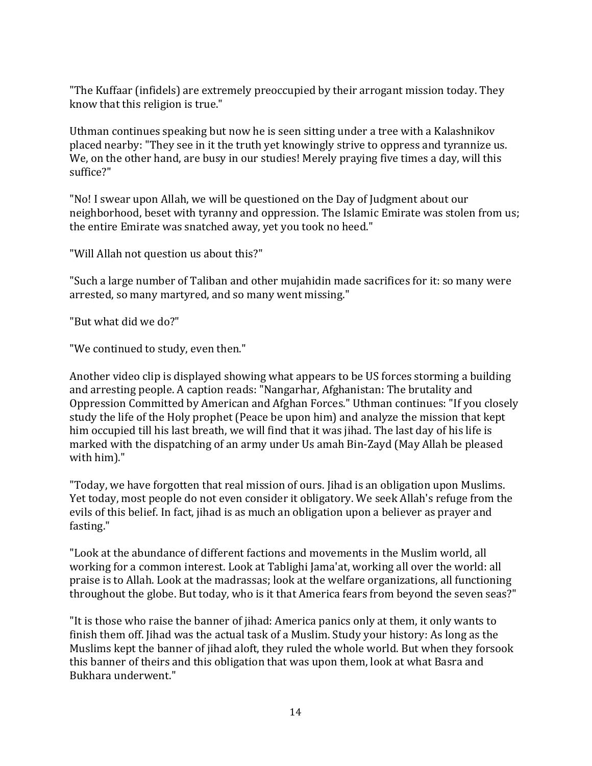"The Kuffaar (infidels) are extremely preoccupied by their arrogant mission today. They know that this religion is true."

Uthman continues speaking but now he is seen sitting under a tree with a Kalashnikov placed nearby: "They see in it the truth yet knowingly strive to oppress and tyrannize us. We, on the other hand, are busy in our studies! Merely praying five times a day, will this suffice?"

"No! I swear upon Allah, we will be questioned on the Day of Judgment about our neighborhood, beset with tyranny and oppression. The Islamic Emirate was stolen from us; the entire Emirate was snatched away, yet you took no heed."

"Will Allah not question us about this?"

"Such a large number of Taliban and other mujahidin made sacrifices for it: so many were arrested, so many martyred, and so many went missing."

"But what did we do?"

"We continued to study, even then."

Another video clip is displayed showing what appears to be US forces storming a building and arresting people. A caption reads: "Nangarhar, Afghanistan: The brutality and Oppression Committed by American and Afghan Forces." Uthman continues: "If you closely study the life of the Holy prophet (Peace be upon him) and analyze the mission that kept him occupied till his last breath, we will find that it was jihad. The last day of his life is marked with the dispatching of an army under Us amah Bin-Zayd (May Allah be pleased with him)."

"Today, we have forgotten that real mission of ours. Jihad is an obligation upon Muslims. Yet today, most people do not even consider it obligatory. We seek Allah's refuge from the evils of this belief. In fact, jihad is as much an obligation upon a believer as prayer and fasting."

"Look at the abundance of different factions and movements in the Muslim world, all working for a common interest. Look at Tablighi Jama'at, working all over the world: all praise is to Allah. Look at the madrassas; look at the welfare organizations, all functioning throughout the globe. But today, who is it that America fears from beyond the seven seas?"

"It is those who raise the banner of jihad: America panics only at them, it only wants to finish them off. Jihad was the actual task of a Muslim. Study your history: As long as the Muslims kept the banner of jihad aloft, they ruled the whole world. But when they forsook this banner of theirs and this obligation that was upon them, look at what Basra and Bukhara underwent."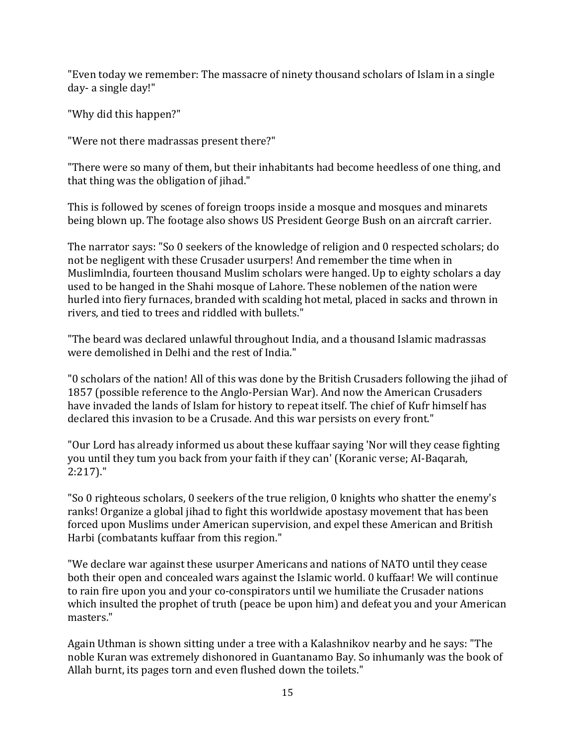"Even today we remember: The massacre of ninety thousand scholars of Islam in a single day- a single day!"

"Why did this happen?"

"Were not there madrassas present there?"

"There were so many of them, but their inhabitants had become heedless of one thing, and that thing was the obligation of jihad."

This is followed by scenes of foreign troops inside a mosque and mosques and minarets being blown up. The footage also shows US President George Bush on an aircraft carrier.

The narrator says: "So 0 seekers of the knowledge of religion and 0 respected scholars; do not be negligent with these Crusader usurpers! And remember the time when in Muslimlndia, fourteen thousand Muslim scholars were hanged. Up to eighty scholars a day used to be hanged in the Shahi mosque of Lahore. These noblemen of the nation were hurled into fiery furnaces, branded with scalding hot metal, placed in sacks and thrown in rivers, and tied to trees and riddled with bullets."

"The beard was declared unlawful throughout India, and a thousand Islamic madrassas were demolished in Delhi and the rest of India."

"0 scholars of the nation! All of this was done by the British Crusaders following the jihad of 1857 (possible reference to the Anglo-Persian War). And now the American Crusaders have invaded the lands of Islam for history to repeat itself. The chief of Kufr himself has declared this invasion to be a Crusade. And this war persists on every front."

"Our Lord has already informed us about these kuffaar saying 'Nor will they cease fighting you until they tum you back from your faith if they can' (Koranic verse; AI-Baqarah, 2:217)."

"So 0 righteous scholars, 0 seekers of the true religion, 0 knights who shatter the enemy's ranks! Organize a global jihad to fight this worldwide apostasy movement that has been forced upon Muslims under American supervision, and expel these American and British Harbi (combatants kuffaar from this region."

"We declare war against these usurper Americans and nations of NATO until they cease both their open and concealed wars against the Islamic world. 0 kuffaar! We will continue to rain fire upon you and your co-conspirators until we humiliate the Crusader nations which insulted the prophet of truth (peace be upon him) and defeat you and your American masters."

Again Uthman is shown sitting under a tree with a Kalashnikov nearby and he says: "The noble Kuran was extremely dishonored in Guantanamo Bay. So inhumanly was the book of Allah burnt, its pages torn and even flushed down the toilets."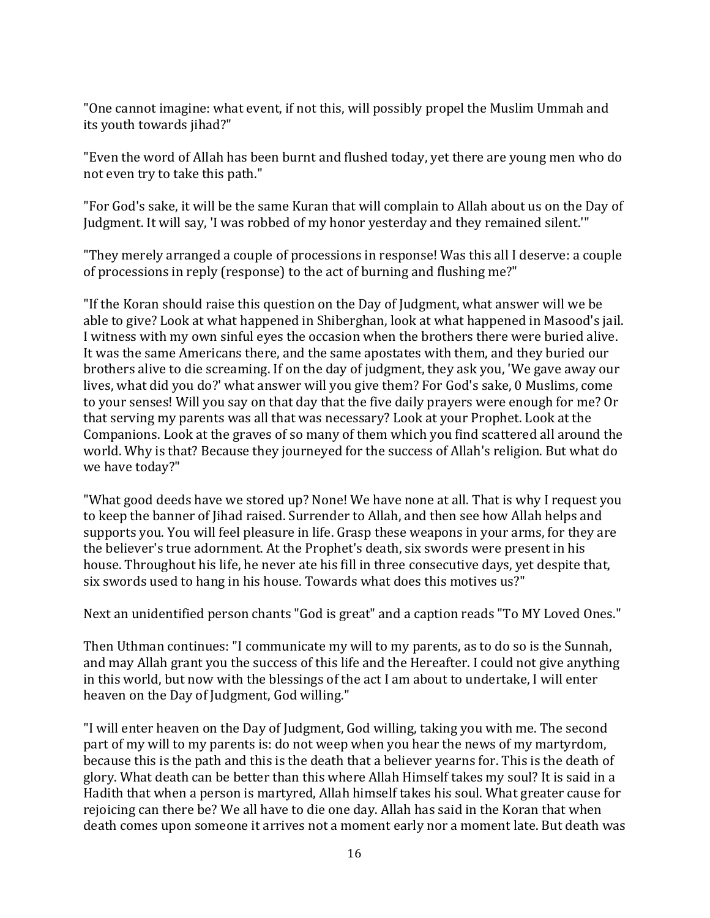"One cannot imagine: what event, if not this, will possibly propel the Muslim Ummah and its youth towards jihad?"

"Even the word of Allah has been burnt and flushed today, yet there are young men who do not even try to take this path."

"For God's sake, it will be the same Kuran that will complain to Allah about us on the Day of Judgment. It will say, 'I was robbed of my honor yesterday and they remained silent.'"

"They merely arranged a couple of processions in response! Was this all I deserve: a couple of processions in reply (response) to the act of burning and flushing me?"

"If the Koran should raise this question on the Day of Judgment, what answer will we be able to give? Look at what happened in Shiberghan, look at what happened in Masood's jail. I witness with my own sinful eyes the occasion when the brothers there were buried alive. It was the same Americans there, and the same apostates with them, and they buried our brothers alive to die screaming. If on the day of judgment, they ask you, 'We gave away our lives, what did you do?' what answer will you give them? For God's sake, 0 Muslims, come to your senses! Will you say on that day that the five daily prayers were enough for me? Or that serving my parents was all that was necessary? Look at your Prophet. Look at the Companions. Look at the graves of so many of them which you find scattered all around the world. Why is that? Because they journeyed for the success of Allah's religion. But what do we have today?"

"What good deeds have we stored up? None! We have none at all. That is why I request you to keep the banner of Jihad raised. Surrender to Allah, and then see how Allah helps and supports you. You will feel pleasure in life. Grasp these weapons in your arms, for they are the believer's true adornment. At the Prophet's death, six swords were present in his house. Throughout his life, he never ate his fill in three consecutive days, yet despite that, six swords used to hang in his house. Towards what does this motives us?"

Next an unidentified person chants "God is great" and a caption reads "To MY Loved Ones."

Then Uthman continues: "I communicate my will to my parents, as to do so is the Sunnah, and may Allah grant you the success of this life and the Hereafter. I could not give anything in this world, but now with the blessings of the act I am about to undertake, I will enter heaven on the Day of Judgment, God willing."

"I will enter heaven on the Day of Judgment, God willing, taking you with me. The second part of my will to my parents is: do not weep when you hear the news of my martyrdom, because this is the path and this is the death that a believer yearns for. This is the death of glory. What death can be better than this where Allah Himself takes my soul? It is said in a Hadith that when a person is martyred, Allah himself takes his soul. What greater cause for rejoicing can there be? We all have to die one day. Allah has said in the Koran that when death comes upon someone it arrives not a moment early nor a moment late. But death was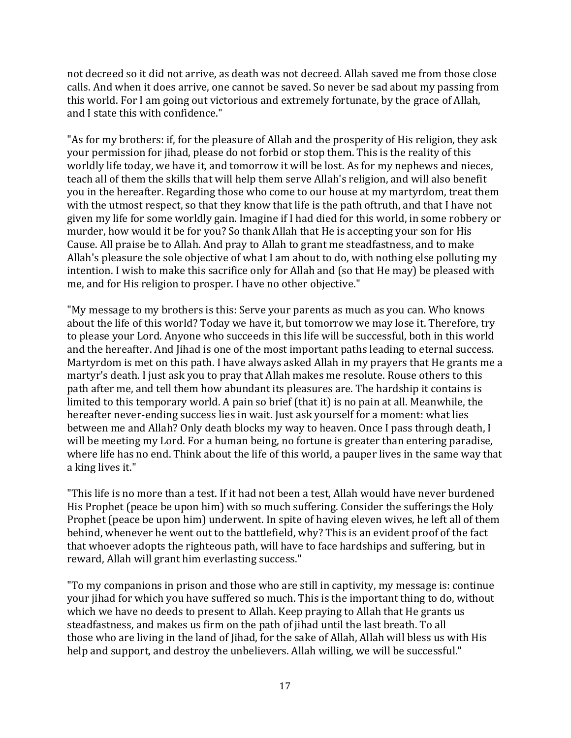not decreed so it did not arrive, as death was not decreed. Allah saved me from those close calls. And when it does arrive, one cannot be saved. So never be sad about my passing from this world. For I am going out victorious and extremely fortunate, by the grace of Allah, and I state this with confidence."

"As for my brothers: if, for the pleasure of Allah and the prosperity of His religion, they ask your permission for jihad, please do not forbid or stop them. This is the reality of this worldly life today, we have it, and tomorrow it will be lost. As for my nephews and nieces, teach all of them the skills that will help them serve Allah's religion, and will also benefit you in the hereafter. Regarding those who come to our house at my martyrdom, treat them with the utmost respect, so that they know that life is the path oftruth, and that I have not given my life for some worldly gain. Imagine if I had died for this world, in some robbery or murder, how would it be for you? So thank Allah that He is accepting your son for His Cause. All praise be to Allah. And pray to Allah to grant me steadfastness, and to make Allah's pleasure the sole objective of what I am about to do, with nothing else polluting my intention. I wish to make this sacrifice only for Allah and (so that He may) be pleased with me, and for His religion to prosper. I have no other objective."

"My message to my brothers is this: Serve your parents as much as you can. Who knows about the life of this world? Today we have it, but tomorrow we may lose it. Therefore, try to please your Lord. Anyone who succeeds in this life will be successful, both in this world and the hereafter. And Jihad is one of the most important paths leading to eternal success. Martyrdom is met on this path. I have always asked Allah in my prayers that He grants me a martyr's death. I just ask you to pray that Allah makes me resolute. Rouse others to this path after me, and tell them how abundant its pleasures are. The hardship it contains is limited to this temporary world. A pain so brief (that it) is no pain at all. Meanwhile, the hereafter never-ending success lies in wait. Just ask yourself for a moment: what lies between me and Allah? Only death blocks my way to heaven. Once I pass through death, I will be meeting my Lord. For a human being, no fortune is greater than entering paradise, where life has no end. Think about the life of this world, a pauper lives in the same way that a king lives it."

"This life is no more than a test. If it had not been a test, Allah would have never burdened His Prophet (peace be upon him) with so much suffering. Consider the sufferings the Holy Prophet (peace be upon him) underwent. In spite of having eleven wives, he left all of them behind, whenever he went out to the battlefield, why? This is an evident proof of the fact that whoever adopts the righteous path, will have to face hardships and suffering, but in reward, Allah will grant him everlasting success."

"To my companions in prison and those who are still in captivity, my message is: continue your jihad for which you have suffered so much. This is the important thing to do, without which we have no deeds to present to Allah. Keep praying to Allah that He grants us steadfastness, and makes us firm on the path of jihad until the last breath. To all those who are living in the land of Jihad, for the sake of Allah, Allah will bless us with His help and support, and destroy the unbelievers. Allah willing, we will be successful."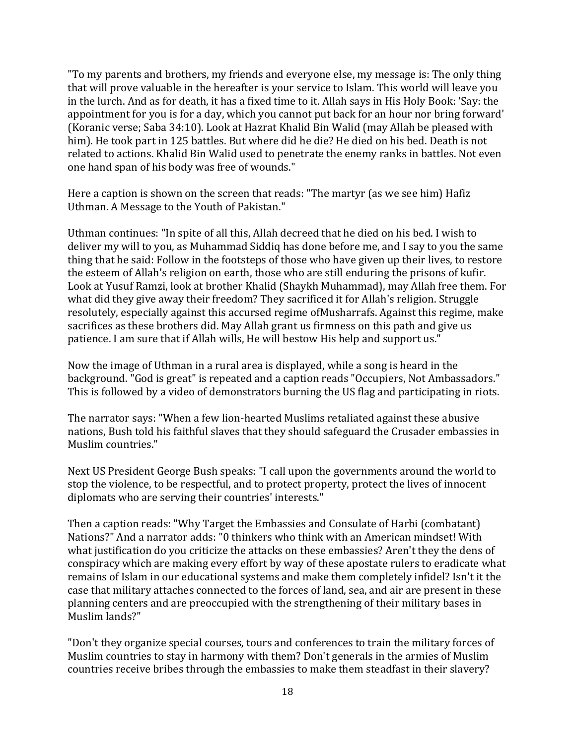"To my parents and brothers, my friends and everyone else, my message is: The only thing that will prove valuable in the hereafter is your service to Islam. This world will leave you in the lurch. And as for death, it has a fixed time to it. Allah says in His Holy Book: 'Say: the appointment for you is for a day, which you cannot put back for an hour nor bring forward' (Koranic verse; Saba 34:10). Look at Hazrat Khalid Bin Walid (may Allah be pleased with him). He took part in 125 battles. But where did he die? He died on his bed. Death is not related to actions. Khalid Bin Walid used to penetrate the enemy ranks in battles. Not even one hand span of his body was free of wounds."

Here a caption is shown on the screen that reads: "The martyr (as we see him) Hafiz Uthman. A Message to the Youth of Pakistan."

Uthman continues: "In spite of all this, Allah decreed that he died on his bed. I wish to deliver my will to you, as Muhammad Siddiq has done before me, and I say to you the same thing that he said: Follow in the footsteps of those who have given up their lives, to restore the esteem of Allah's religion on earth, those who are still enduring the prisons of kufir. Look at Yusuf Ramzi, look at brother Khalid (Shaykh Muhammad), may Allah free them. For what did they give away their freedom? They sacrificed it for Allah's religion. Struggle resolutely, especially against this accursed regime ofMusharrafs. Against this regime, make sacrifices as these brothers did. May Allah grant us firmness on this path and give us patience. I am sure that if Allah wills, He will bestow His help and support us."

Now the image of Uthman in a rural area is displayed, while a song is heard in the background. "God is great" is repeated and a caption reads "Occupiers, Not Ambassadors." This is followed by a video of demonstrators burning the US flag and participating in riots.

The narrator says: "When a few lion-hearted Muslims retaliated against these abusive nations, Bush told his faithful slaves that they should safeguard the Crusader embassies in Muslim countries."

Next US President George Bush speaks: "I call upon the governments around the world to stop the violence, to be respectful, and to protect property, protect the lives of innocent diplomats who are serving their countries' interests."

Then a caption reads: "Why Target the Embassies and Consulate of Harbi (combatant) Nations?" And a narrator adds: "0 thinkers who think with an American mindset! With what justification do you criticize the attacks on these embassies? Aren't they the dens of conspiracy which are making every effort by way of these apostate rulers to eradicate what remains of Islam in our educational systems and make them completely infidel? Isn't it the case that military attaches connected to the forces of land, sea, and air are present in these planning centers and are preoccupied with the strengthening of their military bases in Muslim lands?"

"Don't they organize special courses, tours and conferences to train the military forces of Muslim countries to stay in harmony with them? Don't generals in the armies of Muslim countries receive bribes through the embassies to make them steadfast in their slavery?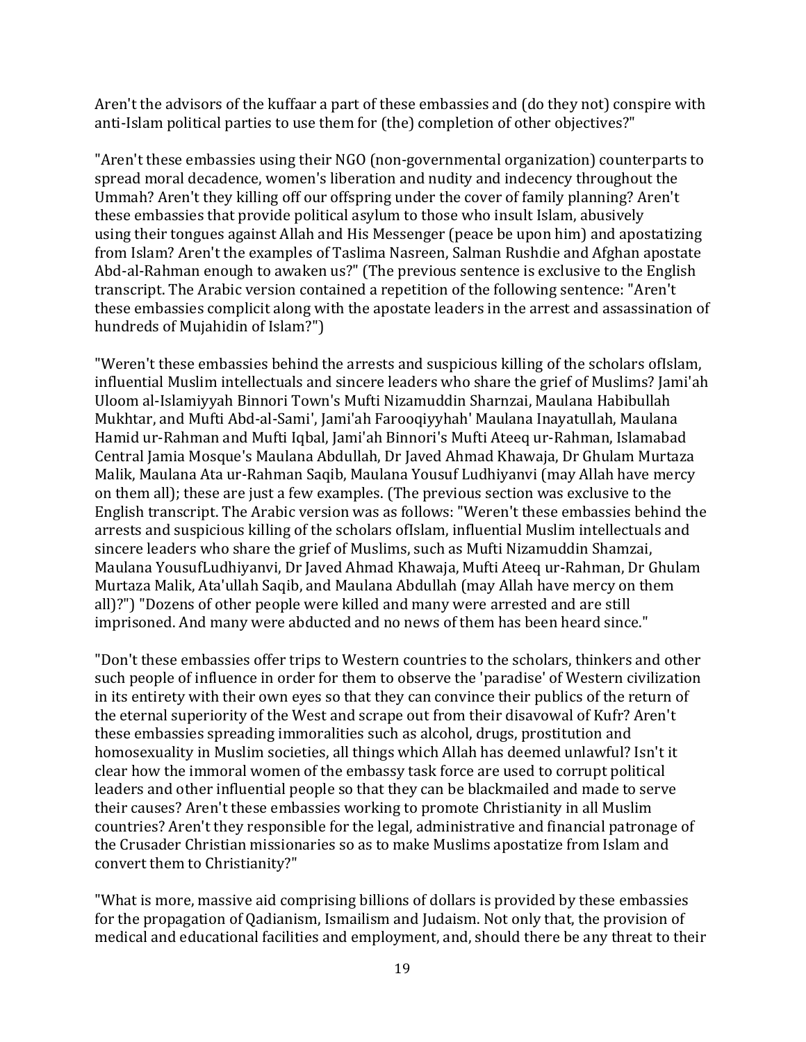Aren't the advisors of the kuffaar a part of these embassies and (do they not) conspire with anti-Islam political parties to use them for (the) completion of other objectives?"

"Aren't these embassies using their NGO (non-governmental organization) counterparts to spread moral decadence, women's liberation and nudity and indecency throughout the Ummah? Aren't they killing off our offspring under the cover of family planning? Aren't these embassies that provide political asylum to those who insult Islam, abusively using their tongues against Allah and His Messenger (peace be upon him) and apostatizing from Islam? Aren't the examples of Taslima Nasreen, Salman Rushdie and Afghan apostate Abd-al-Rahman enough to awaken us?" (The previous sentence is exclusive to the English transcript. The Arabic version contained a repetition of the following sentence: "Aren't these embassies complicit along with the apostate leaders in the arrest and assassination of hundreds of Mujahidin of Islam?")

"Weren't these embassies behind the arrests and suspicious killing of the scholars ofIslam, influential Muslim intellectuals and sincere leaders who share the grief of Muslims? Jami'ah Uloom al-Islamiyyah Binnori Town's Mufti Nizamuddin Sharnzai, Maulana Habibullah Mukhtar, and Mufti Abd-al-Sami', Jami'ah Farooqiyyhah' Maulana Inayatullah, Maulana Hamid ur-Rahman and Mufti Iqbal, Jami'ah Binnori's Mufti Ateeq ur-Rahman, Islamabad Central Jamia Mosque's Maulana Abdullah, Dr Javed Ahmad Khawaja, Dr Ghulam Murtaza Malik, Maulana Ata ur-Rahman Saqib, Maulana Yousuf Ludhiyanvi (may Allah have mercy on them all); these are just a few examples. (The previous section was exclusive to the English transcript. The Arabic version was as follows: "Weren't these embassies behind the arrests and suspicious killing of the scholars ofIslam, influential Muslim intellectuals and sincere leaders who share the grief of Muslims, such as Mufti Nizamuddin Shamzai, Maulana YousufLudhiyanvi, Dr Javed Ahmad Khawaja, Mufti Ateeq ur-Rahman, Dr Ghulam Murtaza Malik, Ata'ullah Saqib, and Maulana Abdullah (may Allah have mercy on them all)?") "Dozens of other people were killed and many were arrested and are still imprisoned. And many were abducted and no news of them has been heard since."

"Don't these embassies offer trips to Western countries to the scholars, thinkers and other such people of influence in order for them to observe the 'paradise' of Western civilization in its entirety with their own eyes so that they can convince their publics of the return of the eternal superiority of the West and scrape out from their disavowal of Kufr? Aren't these embassies spreading immoralities such as alcohol, drugs, prostitution and homosexuality in Muslim societies, all things which Allah has deemed unlawful? Isn't it clear how the immoral women of the embassy task force are used to corrupt political leaders and other influential people so that they can be blackmailed and made to serve their causes? Aren't these embassies working to promote Christianity in all Muslim countries? Aren't they responsible for the legal, administrative and financial patronage of the Crusader Christian missionaries so as to make Muslims apostatize from Islam and convert them to Christianity?"

"What is more, massive aid comprising billions of dollars is provided by these embassies for the propagation of Qadianism, Ismailism and Judaism. Not only that, the provision of medical and educational facilities and employment, and, should there be any threat to their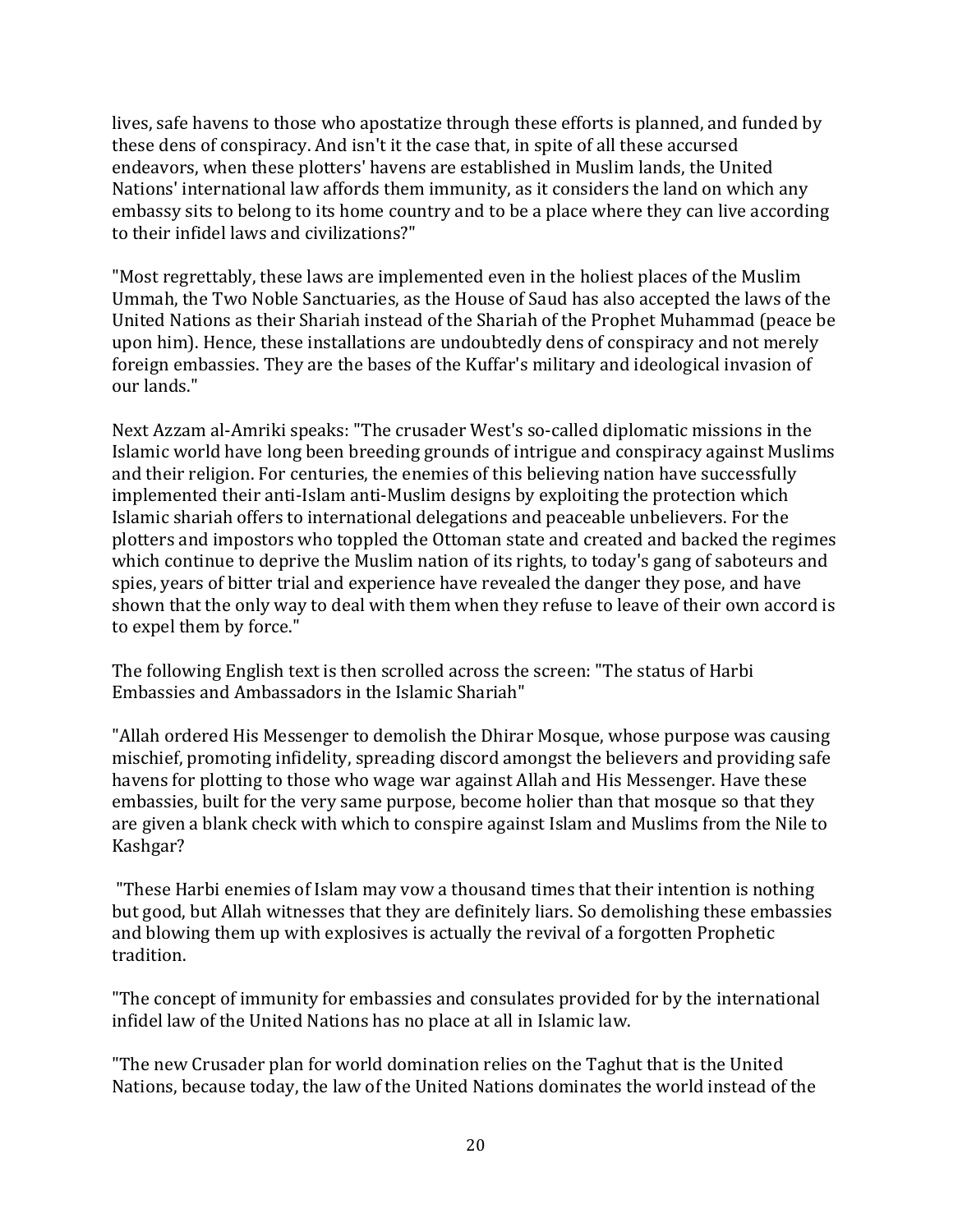lives, safe havens to those who apostatize through these efforts is planned, and funded by these dens of conspiracy. And isn't it the case that, in spite of all these accursed endeavors, when these plotters' havens are established in Muslim lands, the United Nations' international law affords them immunity, as it considers the land on which any embassy sits to belong to its home country and to be a place where they can live according to their infidel laws and civilizations?"

"Most regrettably, these laws are implemented even in the holiest places of the Muslim Ummah, the Two Noble Sanctuaries, as the House of Saud has also accepted the laws of the United Nations as their Shariah instead of the Shariah of the Prophet Muhammad (peace be upon him). Hence, these installations are undoubtedly dens of conspiracy and not merely foreign embassies. They are the bases of the Kuffar's military and ideological invasion of our lands."

Next Azzam al-Amriki speaks: "The crusader West's so-called diplomatic missions in the Islamic world have long been breeding grounds of intrigue and conspiracy against Muslims and their religion. For centuries, the enemies of this believing nation have successfully implemented their anti-Islam anti-Muslim designs by exploiting the protection which Islamic shariah offers to international delegations and peaceable unbelievers. For the plotters and impostors who toppled the Ottoman state and created and backed the regimes which continue to deprive the Muslim nation of its rights, to today's gang of saboteurs and spies, years of bitter trial and experience have revealed the danger they pose, and have shown that the only way to deal with them when they refuse to leave of their own accord is to expel them by force."

The following English text is then scrolled across the screen: "The status of Harbi Embassies and Ambassadors in the Islamic Shariah"

"Allah ordered His Messenger to demolish the Dhirar Mosque, whose purpose was causing mischief, promoting infidelity, spreading discord amongst the believers and providing safe havens for plotting to those who wage war against Allah and His Messenger. Have these embassies, built for the very same purpose, become holier than that mosque so that they are given a blank check with which to conspire against Islam and Muslims from the Nile to Kashgar?

"These Harbi enemies of Islam may vow a thousand times that their intention is nothing but good, but Allah witnesses that they are definitely liars. So demolishing these embassies and blowing them up with explosives is actually the revival of a forgotten Prophetic tradition.

"The concept of immunity for embassies and consulates provided for by the international infidel law of the United Nations has no place at all in Islamic law.

"The new Crusader plan for world domination relies on the Taghut that is the United Nations, because today, the law of the United Nations dominates the world instead of the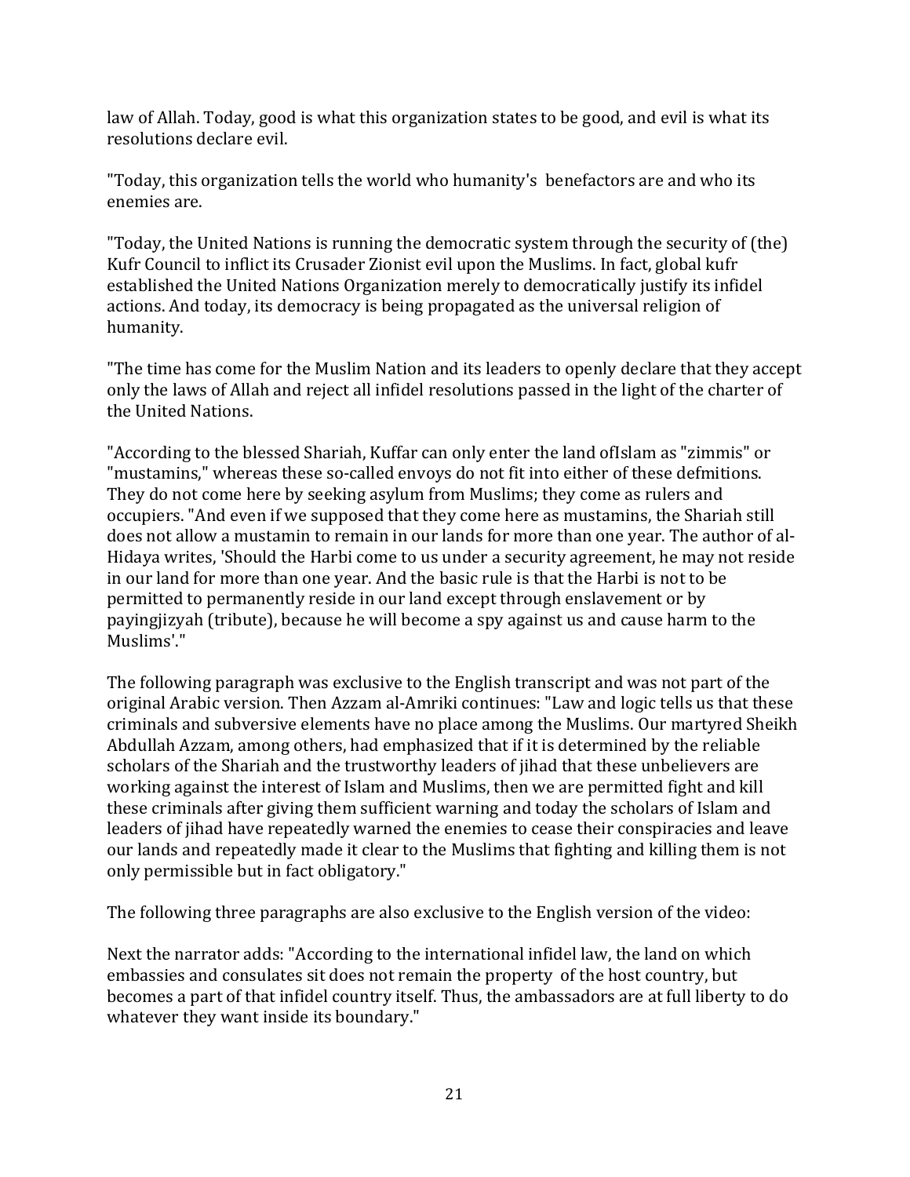law of Allah. Today, good is what this organization states to be good, and evil is what its resolutions declare evil.

"Today, this organization tells the world who humanity's  benefactors are and who its enemies are.

"Today, the United Nations is running the democratic system through the security of (the) Kufr Council to inflict its Crusader Zionist evil upon the Muslims. In fact, global kufr established the United Nations Organization merely to democratically justify its infidel actions. And today, its democracy is being propagated as the universal religion of humanity.

"The time has come for the Muslim Nation and its leaders to openly declare that they accept only the laws of Allah and reject all infidel resolutions passed in the light of the charter of the United Nations.

"According to the blessed Shariah, Kuffar can only enter the land ofIslam as "zimmis" or "mustamins," whereas these so-called envoys do not fit into either of these defmitions. They do not come here by seeking asylum from Muslims; they come as rulers and occupiers. "And even if we supposed that they come here as mustamins, the Shariah still does not allow a mustamin to remain in our lands for more than one year. The author of al-Hidaya writes, 'Should the Harbi come to us under a security agreement, he may not reside in our land for more than one year. And the basic rule is that the Harbi is not to be permitted to permanently reside in our land except through enslavement or by payingjizyah (tribute), because he will become a spy against us and cause harm to the Muslims'."

The following paragraph was exclusive to the English transcript and was not part of the original Arabic version. Then Azzam al-Amriki continues: "Law and logic tells us that these criminals and subversive elements have no place among the Muslims. Our martyred Sheikh Abdullah Azzam, among others, had emphasized that if it is determined by the reliable scholars of the Shariah and the trustworthy leaders of jihad that these unbelievers are working against the interest of Islam and Muslims, then we are permitted fight and kill these criminals after giving them sufficient warning and today the scholars of Islam and leaders of jihad have repeatedly warned the enemies to cease their conspiracies and leave our lands and repeatedly made it clear to the Muslims that fighting and killing them is not only permissible but in fact obligatory."

The following three paragraphs are also exclusive to the English version of the video:

Next the narrator adds: "According to the international infidel law, the land on which embassies and consulates sit does not remain the property  of the host country, but becomes a part of that infidel country itself. Thus, the ambassadors are at full liberty to do whatever they want inside its boundary."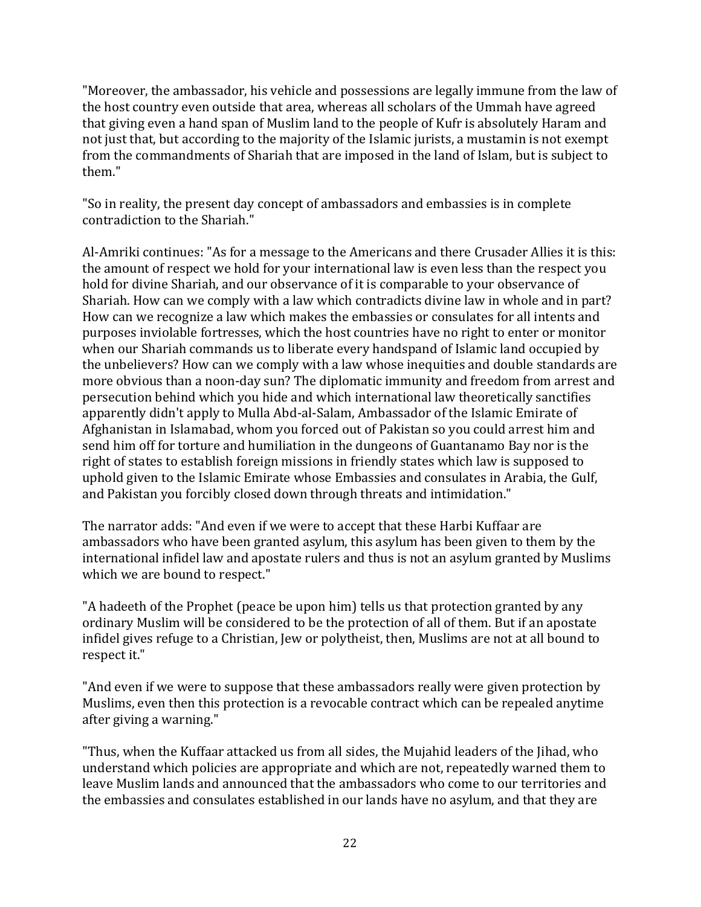"Moreover, the ambassador, his vehicle and possessions are legally immune from the law of the host country even outside that area, whereas all scholars of the Ummah have agreed that giving even a hand span of Muslim land to the people of Kufr is absolutely Haram and not just that, but according to the majority of the Islamic jurists, a mustamin is not exempt from the commandments of Shariah that are imposed in the land of Islam, but is subject to them."

"So in reality, the present day concept of ambassadors and embassies is in complete contradiction to the Shariah."

Al-Amriki continues: "As for a message to the Americans and there Crusader Allies it is this: the amount of respect we hold for your international law is even less than the respect you hold for divine Shariah, and our observance of it is comparable to your observance of Shariah. How can we comply with a law which contradicts divine law in whole and in part? How can we recognize a law which makes the embassies or consulates for all intents and purposes inviolable fortresses, which the host countries have no right to enter or monitor when our Shariah commands us to liberate every handspand of Islamic land occupied by the unbelievers? How can we comply with a law whose inequities and double standards are more obvious than a noon-day sun? The diplomatic immunity and freedom from arrest and persecution behind which you hide and which international law theoretically sanctifies apparently didn't apply to Mulla Abd-al-Salam, Ambassador of the Islamic Emirate of Afghanistan in Islamabad, whom you forced out of Pakistan so you could arrest him and send him off for torture and humiliation in the dungeons of Guantanamo Bay nor is the right of states to establish foreign missions in friendly states which law is supposed to uphold given to the Islamic Emirate whose Embassies and consulates in Arabia, the Gulf, and Pakistan you forcibly closed down through threats and intimidation."

The narrator adds: "And even if we were to accept that these Harbi Kuffaar are ambassadors who have been granted asylum, this asylum has been given to them by the international infidel law and apostate rulers and thus is not an asylum granted by Muslims which we are bound to respect."

"A hadeeth of the Prophet (peace be upon him) tells us that protection granted by any ordinary Muslim will be considered to be the protection of all of them. But if an apostate infidel gives refuge to a Christian, Jew or polytheist, then, Muslims are not at all bound to respect it."

"And even if we were to suppose that these ambassadors really were given protection by Muslims, even then this protection is a revocable contract which can be repealed anytime after giving a warning."

"Thus, when the Kuffaar attacked us from all sides, the Mujahid leaders of the Jihad, who understand which policies are appropriate and which are not, repeatedly warned them to leave Muslim lands and announced that the ambassadors who come to our territories and the embassies and consulates established in our lands have no asylum, and that they are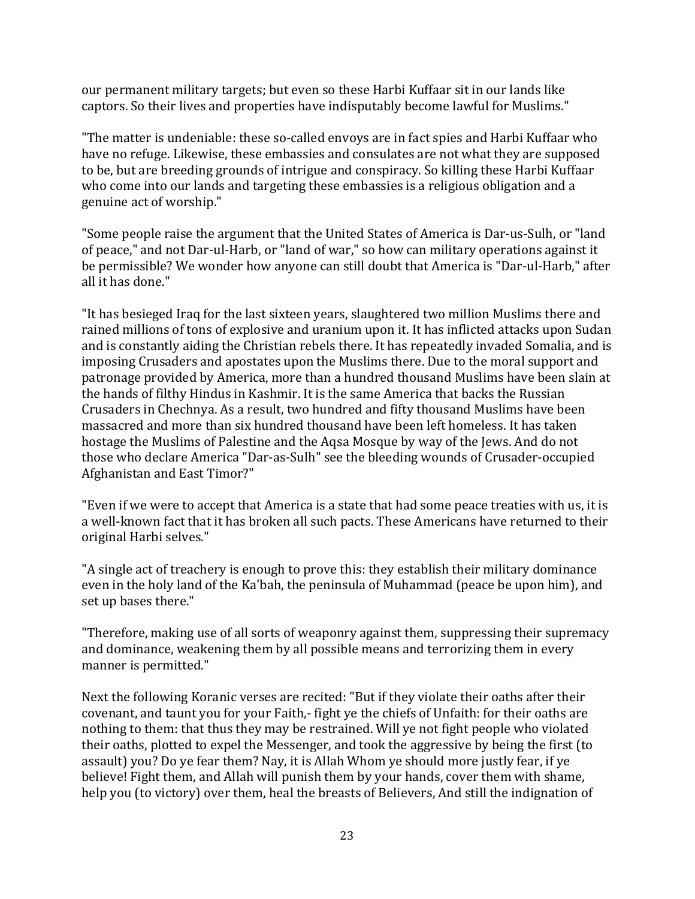our permanent military targets; but even so these Harbi Kuffaar sit in our lands like captors. So their lives and properties have indisputably become lawful for Muslims."

"The matter is undeniable: these so-called envoys are in fact spies and Harbi Kuffaar who have no refuge. Likewise, these embassies and consulates are not what they are supposed to be, but are breeding grounds of intrigue and conspiracy. So killing these Harbi Kuffaar who come into our lands and targeting these embassies is a religious obligation and a genuine act of worship."

"Some people raise the argument that the United States of America is Dar-us-Sulh, or "land of peace," and not Dar-ul-Harb, or "land of war," so how can military operations against it be permissible? We wonder how anyone can still doubt that America is "Dar-ul-Harb," after all it has done."

"It has besieged Iraq for the last sixteen years, slaughtered two million Muslims there and rained millions of tons of explosive and uranium upon it. It has inflicted attacks upon Sudan and is constantly aiding the Christian rebels there. It has repeatedly invaded Somalia, and is imposing Crusaders and apostates upon the Muslims there. Due to the moral support and patronage provided by America, more than a hundred thousand Muslims have been slain at the hands of filthy Hindus in Kashmir. It is the same America that backs the Russian Crusaders in Chechnya. As a result, two hundred and fifty thousand Muslims have been massacred and more than six hundred thousand have been left homeless. It has taken hostage the Muslims of Palestine and the Aqsa Mosque by way of the Jews. And do not those who declare America "Dar-as-Sulh" see the bleeding wounds of Crusader-occupied Afghanistan and East Timor?"

"Even if we were to accept that America is a state that had some peace treaties with us, it is a well-known fact that it has broken all such pacts. These Americans have returned to their original Harbi selves."

"A single act of treachery is enough to prove this: they establish their military dominance even in the holy land of the Ka'bah, the peninsula of Muhammad (peace be upon him), and set up bases there."

"Therefore, making use of all sorts of weaponry against them, suppressing their supremacy and dominance, weakening them by all possible means and terrorizing them in every manner is permitted."

Next the following Koranic verses are recited: "But if they violate their oaths after their covenant, and taunt you for your Faith,- fight ye the chiefs of Unfaith: for their oaths are nothing to them: that thus they may be restrained. Will ye not fight people who violated their oaths, plotted to expel the Messenger, and took the aggressive by being the first (to assault) you? Do ye fear them? Nay, it is Allah Whom ye should more justly fear, if ye believe! Fight them, and Allah will punish them by your hands, cover them with shame, help you (to victory) over them, heal the breasts of Believers, And still the indignation of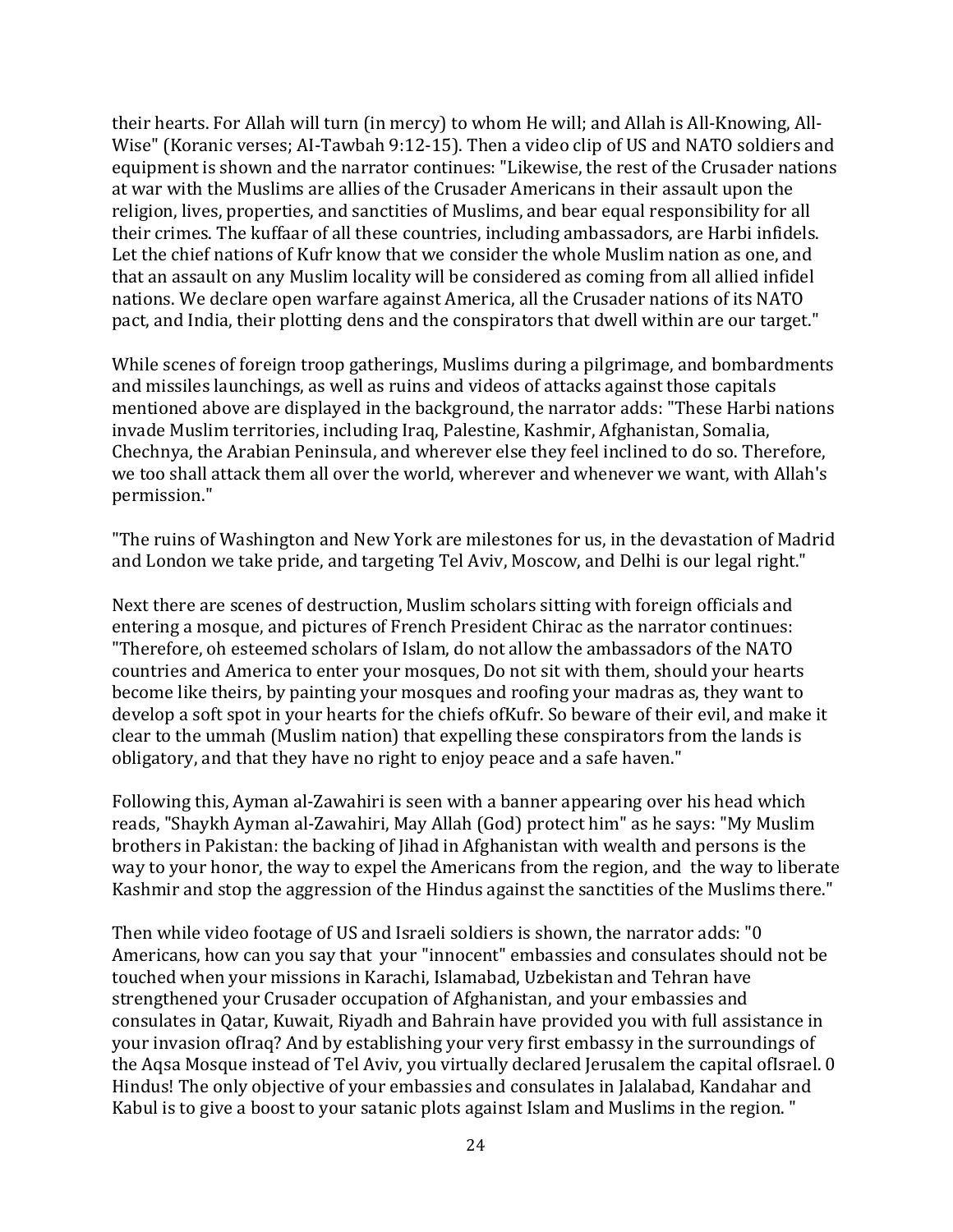their hearts. For Allah will turn (in mercy) to whom He will; and Allah is All-Knowing, All-Wise" (Koranic verses; AI-Tawbah 9:12-15). Then a video clip of US and NATO soldiers and equipment is shown and the narrator continues: "Likewise, the rest of the Crusader nations at war with the Muslims are allies of the Crusader Americans in their assault upon the religion, lives, properties, and sanctities of Muslims, and bear equal responsibility for all their crimes. The kuffaar of all these countries, including ambassadors, are Harbi infidels. Let the chief nations of Kufr know that we consider the whole Muslim nation as one, and that an assault on any Muslim locality will be considered as coming from all allied infidel nations. We declare open warfare against America, all the Crusader nations of its NATO pact, and India, their plotting dens and the conspirators that dwell within are our target."

While scenes of foreign troop gatherings, Muslims during a pilgrimage, and bombardments and missiles launchings, as well as ruins and videos of attacks against those capitals mentioned above are displayed in the background, the narrator adds: "These Harbi nations invade Muslim territories, including Iraq, Palestine, Kashmir, Afghanistan, Somalia, Chechnya, the Arabian Peninsula, and wherever else they feel inclined to do so. Therefore, we too shall attack them all over the world, wherever and whenever we want, with Allah's permission."

"The ruins of Washington and New York are milestones for us, in the devastation of Madrid and London we take pride, and targeting Tel Aviv, Moscow, and Delhi is our legal right."

Next there are scenes of destruction, Muslim scholars sitting with foreign officials and entering a mosque, and pictures of French President Chirac as the narrator continues: "Therefore, oh esteemed scholars of Islam, do not allow the ambassadors of the NATO countries and America to enter your mosques, Do not sit with them, should your hearts become like theirs, by painting your mosques and roofing your madras as, they want to develop a soft spot in your hearts for the chiefs ofKufr. So beware of their evil, and make it clear to the ummah (Muslim nation) that expelling these conspirators from the lands is obligatory, and that they have no right to enjoy peace and a safe haven."

Following this, Ayman al-Zawahiri is seen with a banner appearing over his head which reads, "Shaykh Ayman al-Zawahiri, May Allah (God) protect him" as he says: "My Muslim brothers in Pakistan: the backing of Jihad in Afghanistan with wealth and persons is the way to your honor, the way to expel the Americans from the region, and the way to liberate Kashmir and stop the aggression of the Hindus against the sanctities of the Muslims there."

Then while video footage of US and Israeli soldiers is shown, the narrator adds: "0 Americans, how can you say that your "innocent" embassies and consulates should not be touched when your missions in Karachi, Islamabad, Uzbekistan and Tehran have strengthened your Crusader occupation of Afghanistan, and your embassies and consulates in Qatar, Kuwait, Riyadh and Bahrain have provided you with full assistance in your invasion ofIraq? And by establishing your very first embassy in the surroundings of the Aqsa Mosque instead of Tel Aviv, you virtually declared Jerusalem the capital ofIsrael. 0 Hindus! The only objective of your embassies and consulates in Jalalabad, Kandahar and Kabul is to give a boost to your satanic plots against Islam and Muslims in the region. "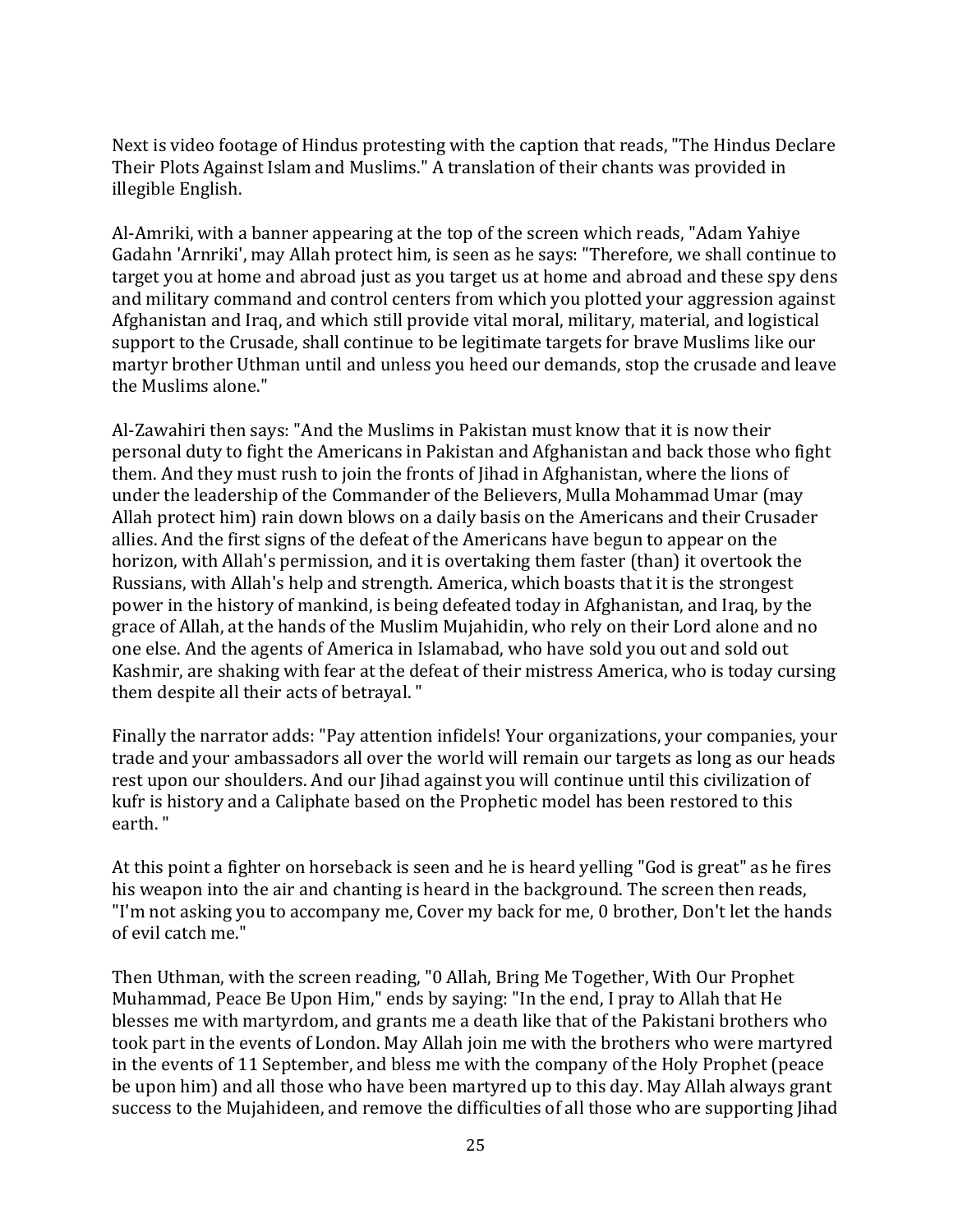Next is video footage of Hindus protesting with the caption that reads, "The Hindus Declare Their Plots Against Islam and Muslims." A translation of their chants was provided in illegible English.

Al-Amriki, with a banner appearing at the top of the screen which reads, "Adam Yahiye Gadahn 'Arnriki', may Allah protect him, is seen as he says: "Therefore, we shall continue to target you at home and abroad just as you target us at home and abroad and these spy dens and military command and control centers from which you plotted your aggression against Afghanistan and Iraq, and which still provide vital moral, military, material, and logistical support to the Crusade, shall continue to be legitimate targets for brave Muslims like our martyr brother Uthman until and unless you heed our demands, stop the crusade and leave the Muslims alone."

Al-Zawahiri then says: "And the Muslims in Pakistan must know that it is now their personal duty to fight the Americans in Pakistan and Afghanistan and back those who fight them. And they must rush to join the fronts of Jihad in Afghanistan, where the lions of under the leadership of the Commander of the Believers, Mulla Mohammad Umar (may Allah protect him) rain down blows on a daily basis on the Americans and their Crusader allies. And the first signs of the defeat of the Americans have begun to appear on the horizon, with Allah's permission, and it is overtaking them faster (than) it overtook the Russians, with Allah's help and strength. America, which boasts that it is the strongest power in the history of mankind, is being defeated today in Afghanistan, and Iraq, by the grace of Allah, at the hands of the Muslim Mujahidin, who rely on their Lord alone and no one else. And the agents of America in Islamabad, who have sold you out and sold out Kashmir, are shaking with fear at the defeat of their mistress America, who is today cursing them despite all their acts of betrayal. "

Finally the narrator adds: "Pay attention infidels! Your organizations, your companies, your trade and your ambassadors all over the world will remain our targets as long as our heads rest upon our shoulders. And our Jihad against you will continue until this civilization of kufr is history and a Caliphate based on the Prophetic model has been restored to this earth. "

At this point a fighter on horseback is seen and he is heard yelling "God is great" as he fires his weapon into the air and chanting is heard in the background. The screen then reads, "I'm not asking you to accompany me, Cover my back for me, 0 brother, Don't let the hands of evil catch me."

Then Uthman, with the screen reading, "0 Allah, Bring Me Together, With Our Prophet Muhammad, Peace Be Upon Him," ends by saying: "In the end, I pray to Allah that He blesses me with martyrdom, and grants me a death like that of the Pakistani brothers who took part in the events of London. May Allah join me with the brothers who were martyred in the events of 11 September, and bless me with the company of the Holy Prophet (peace be upon him) and all those who have been martyred up to this day. May Allah always grant success to the Mujahideen, and remove the difficulties of all those who are supporting Jihad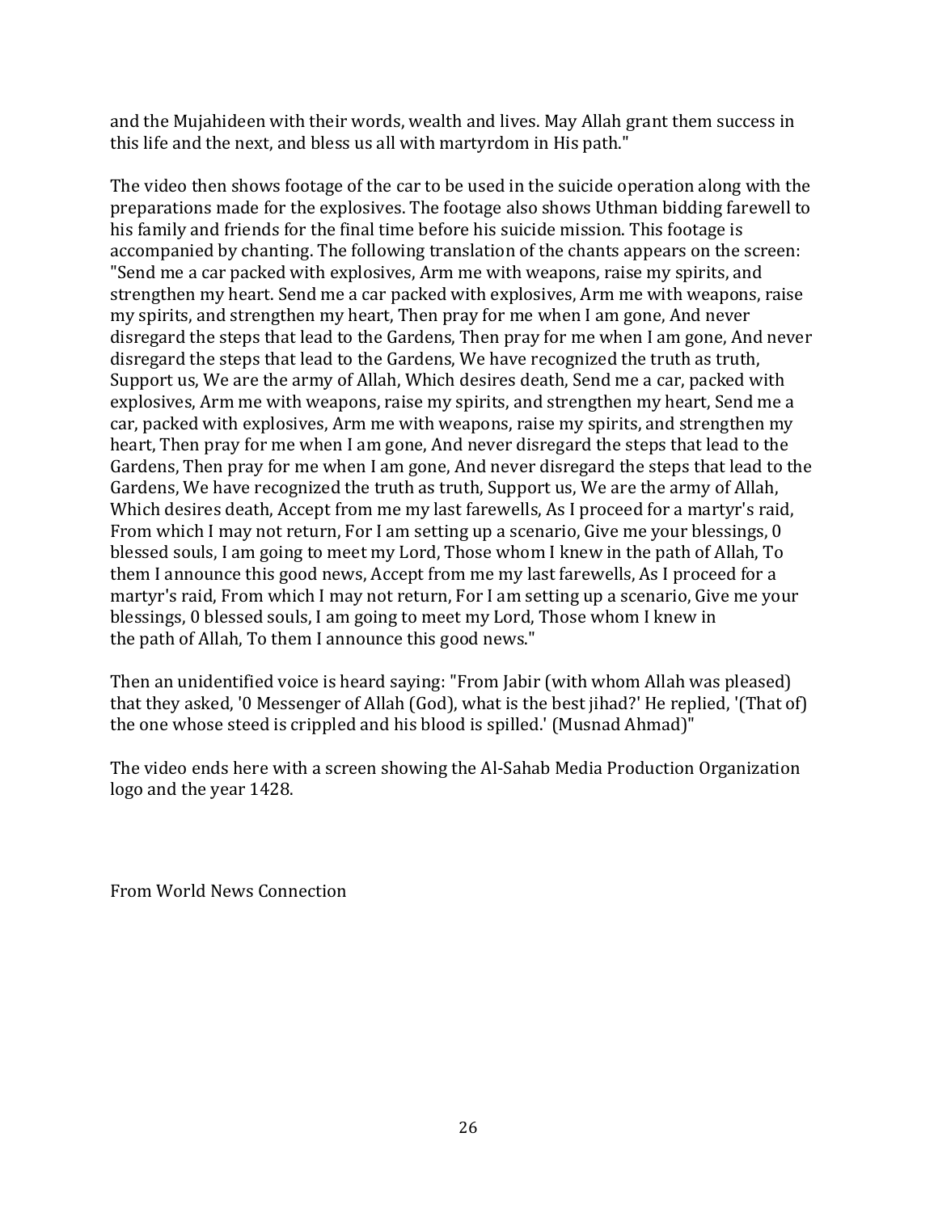and the Mujahideen with their words, wealth and lives. May Allah grant them success in this life and the next, and bless us all with martyrdom in His path."

The video then shows footage of the car to be used in the suicide operation along with the preparations made for the explosives. The footage also shows Uthman bidding farewell to his family and friends for the final time before his suicide mission. This footage is accompanied by chanting. The following translation of the chants appears on the screen: "Send me a car packed with explosives, Arm me with weapons, raise my spirits, and strengthen my heart. Send me a car packed with explosives, Arm me with weapons, raise my spirits, and strengthen my heart, Then pray for me when I am gone, And never disregard the steps that lead to the Gardens, Then pray for me when I am gone, And never disregard the steps that lead to the Gardens, We have recognized the truth as truth, Support us, We are the army of Allah, Which desires death, Send me a car, packed with explosives, Arm me with weapons, raise my spirits, and strengthen my heart, Send me a car, packed with explosives, Arm me with weapons, raise my spirits, and strengthen my heart, Then pray for me when I am gone, And never disregard the steps that lead to the Gardens, Then pray for me when I am gone, And never disregard the steps that lead to the Gardens, We have recognized the truth as truth, Support us, We are the army of Allah, Which desires death, Accept from me my last farewells, As I proceed for a martyr's raid, From which I may not return, For I am setting up a scenario, Give me your blessings, 0 blessed souls, I am going to meet my Lord, Those whom I knew in the path of Allah, To them I announce this good news, Accept from me my last farewells, As I proceed for a martyr's raid, From which I may not return, For I am setting up a scenario, Give me your blessings, 0 blessed souls, I am going to meet my Lord, Those whom I knew in the path of Allah, To them I announce this good news."

Then an unidentified voice is heard saying: "From Jabir (with whom Allah was pleased) that they asked, '0 Messenger of Allah (God), what is the best jihad?' He replied, '(That of) the one whose steed is crippled and his blood is spilled.' (Musnad Ahmad)"

The video ends here with a screen showing the Al-Sahab Media Production Organization logo and the year 1428.

From World News Connection